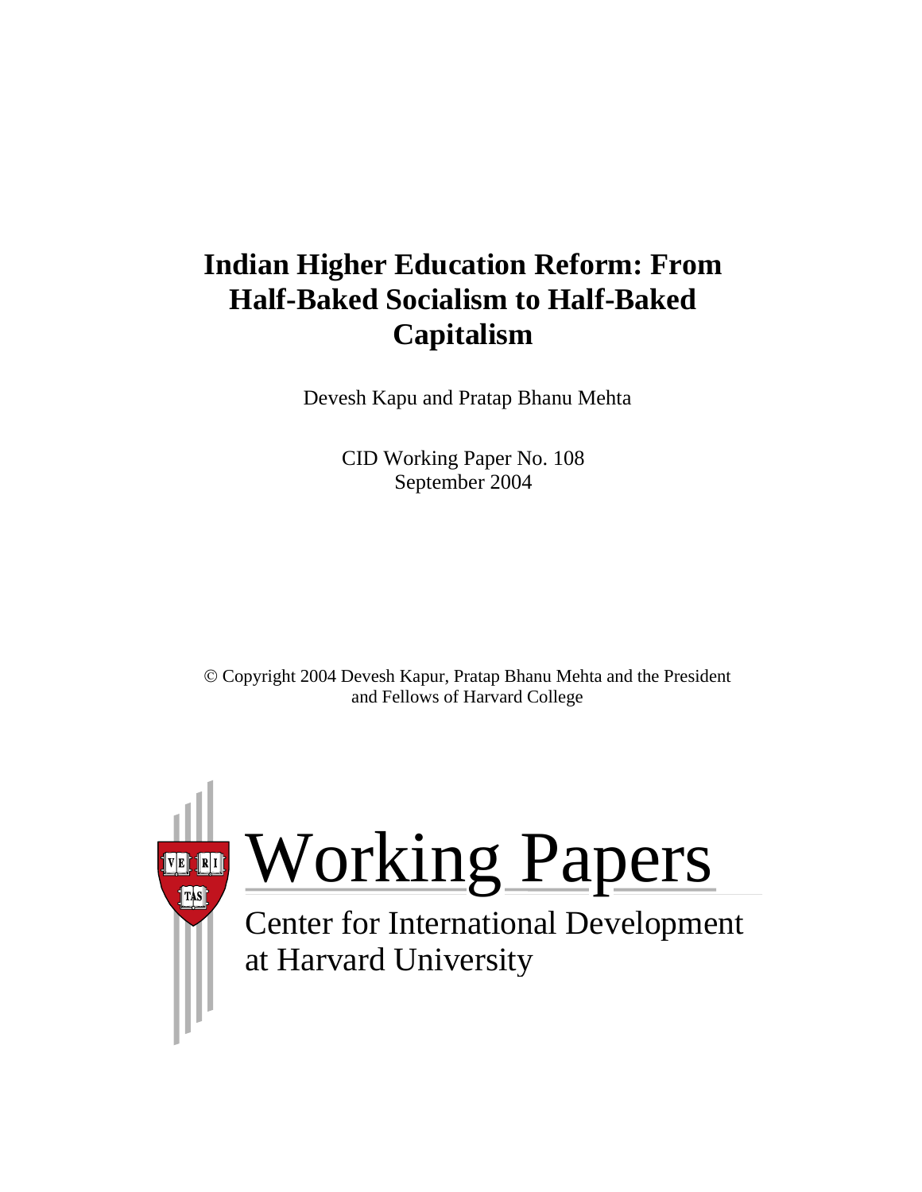# Indian Higher Education Reform: From Half-Baked Socialism to Half-Baked Capitalism

Devesh Kapu and Pratap Bhanu Mehta

CID Working Paper No. 108
September 2004

© Copyright 2004 Devesh Kapur, Pratap Bhanu Mehta and the President and Fellows of Harvard College

Working Papers
Center for International Development
at Harvard University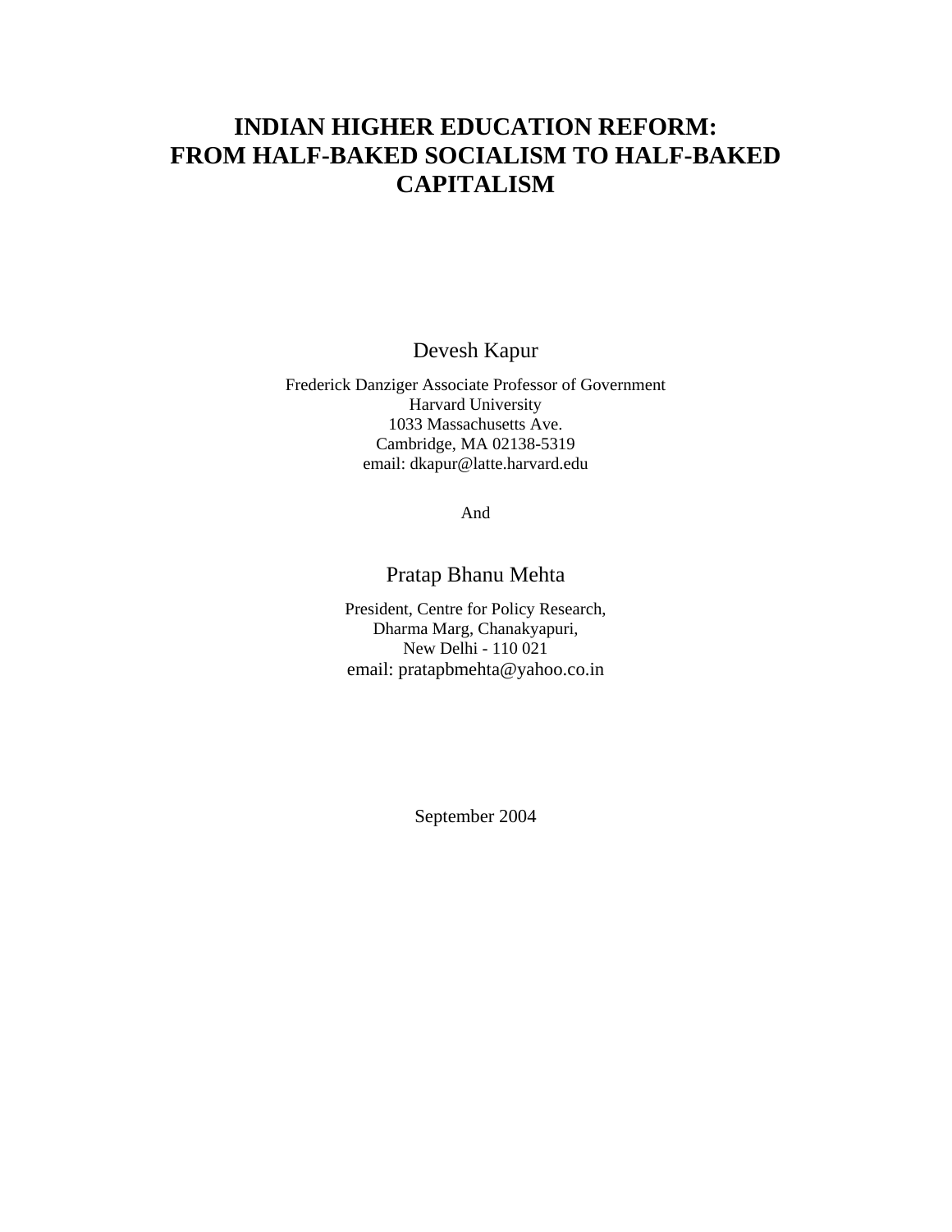# INDIAN HIGHER EDUCATION REFORM: FROM HALF-BAKED SOCIALISM TO HALF-BAKED CAPITALISM

Devesh Kapur

Frederick Danziger Associate Professor of Government
Harvard University
1033 Massachusetts Ave.
Cambridge, MA 02138-5319
email: dkapur@latte.harvard.edu

And

Pratap Bhanu Mehta

President, Centre for Policy Research,
Dharma Marg, Chanakyapuri,
New Delhi - 110 021
email: pratapbmehta@yahoo.co.in

September 2004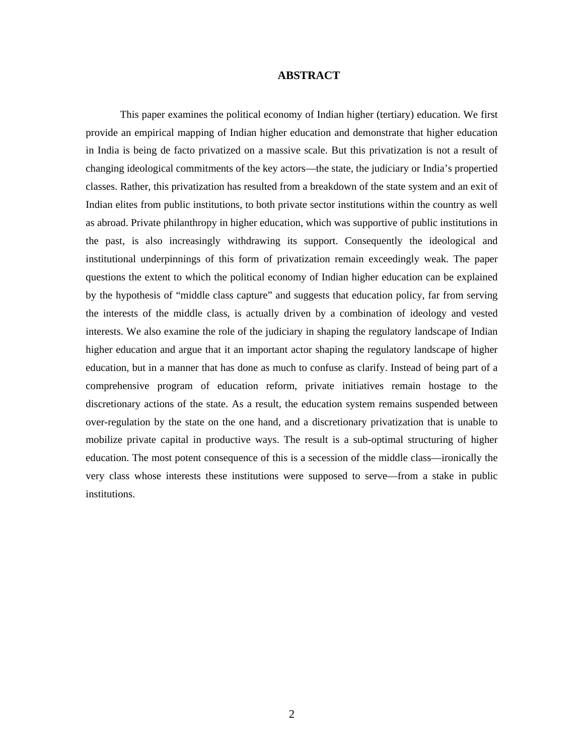## ABSTRACT

This paper examines the political economy of Indian higher (tertiary) education. We first provide an empirical mapping of Indian higher education and demonstrate that higher education in India is being de facto privatized on a massive scale. But this privatization is not a result of changing ideological commitments of the key actors—the state, the judiciary or India's propertied classes. Rather, this privatization has resulted from a breakdown of the state system and an exit of Indian elites from public institutions, to both private sector institutions within the country as well as abroad. Private philanthropy in higher education, which was supportive of public institutions in the past, is also increasingly withdrawing its support. Consequently the ideological and institutional underpinnings of this form of privatization remain exceedingly weak. The paper questions the extent to which the political economy of Indian higher education can be explained by the hypothesis of "middle class capture" and suggests that education policy, far from serving the interests of the middle class, is actually driven by a combination of ideology and vested interests. We also examine the role of the judiciary in shaping the regulatory landscape of Indian higher education and argue that it an important actor shaping the regulatory landscape of higher education, but in a manner that has done as much to confuse as clarify. Instead of being part of a comprehensive program of education reform, private initiatives remain hostage to the discretionary actions of the state. As a result, the education system remains suspended between over-regulation by the state on the one hand, and a discretionary privatization that is unable to mobilize private capital in productive ways. The result is a sub-optimal structuring of higher education. The most potent consequence of this is a secession of the middle class—ironically the very class whose interests these institutions were supposed to serve—from a stake in public institutions.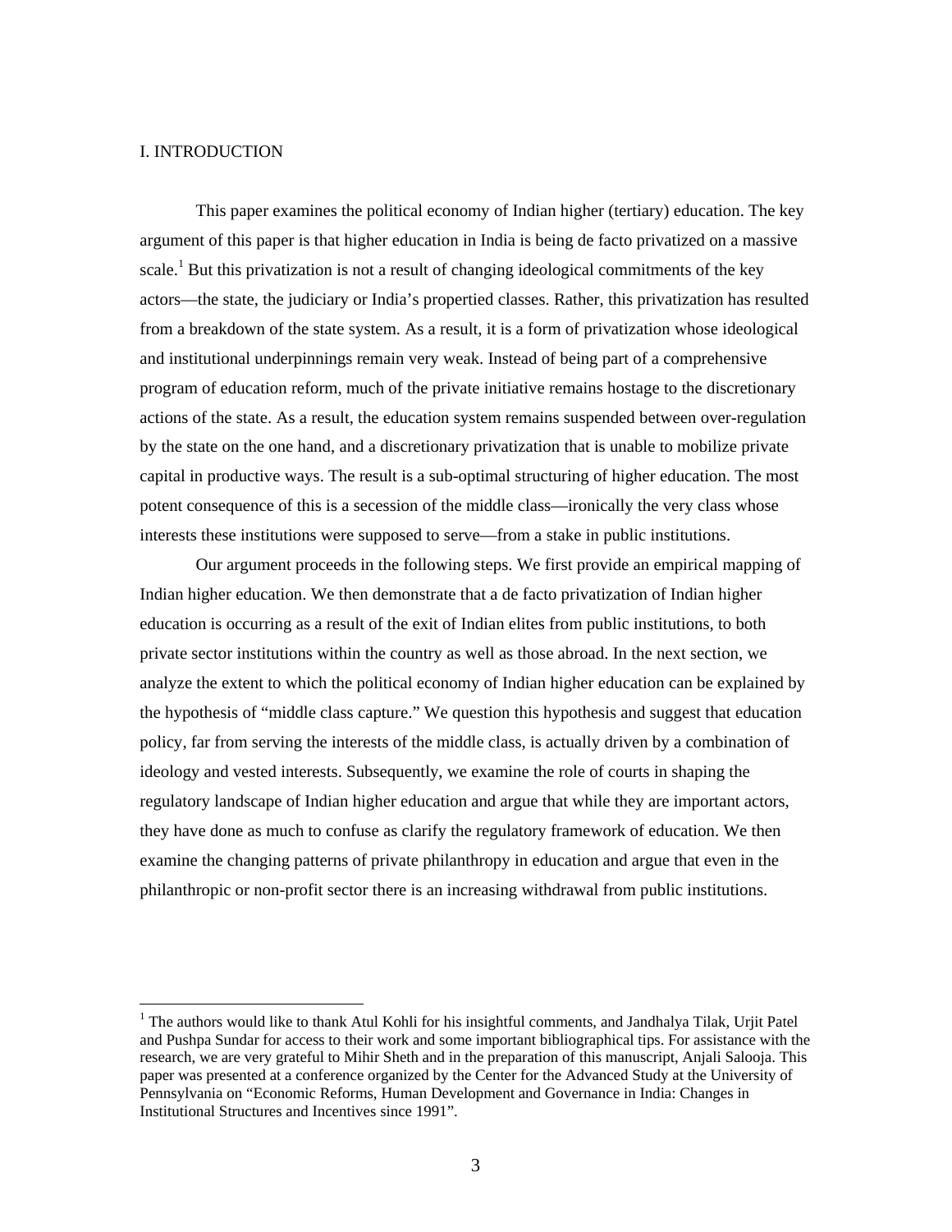# I. INTRODUCTION

This paper examines the political economy of Indian higher (tertiary) education. The key argument of this paper is that higher education in India is being de facto privatized on a massive scale.[1] But this privatization is not a result of changing ideological commitments of the key actors—the state, the judiciary or India's propertied classes. Rather, this privatization has resulted from a breakdown of the state system. As a result, it is a form of privatization whose ideological and institutional underpinnings remain very weak. Instead of being part of a comprehensive program of education reform, much of the private initiative remains hostage to the discretionary actions of the state. As a result, the education system remains suspended between over-regulation by the state on the one hand, and a discretionary privatization that is unable to mobilize private capital in productive ways. The result is a sub-optimal structuring of higher education. The most potent consequence of this is a secession of the middle class—ironically the very class whose interests these institutions were supposed to serve—from a stake in public institutions.

Our argument proceeds in the following steps. We first provide an empirical mapping of Indian higher education. We then demonstrate that a de facto privatization of Indian higher education is occurring as a result of the exit of Indian elites from public institutions, to both private sector institutions within the country as well as those abroad. In the next section, we analyze the extent to which the political economy of Indian higher education can be explained by the hypothesis of "middle class capture." We question this hypothesis and suggest that education policy, far from serving the interests of the middle class, is actually driven by a combination of ideology and vested interests. Subsequently, we examine the role of courts in shaping the regulatory landscape of Indian higher education and argue that while they are important actors, they have done as much to confuse as clarify the regulatory framework of education. We then examine the changing patterns of private philanthropy in education and argue that even in the philanthropic or non-profit sector there is an increasing withdrawal from public institutions.

[1] The authors would like to thank Atul Kohli for his insightful comments, and Jandhalya Tilak, Urjit Patel and Pushpa Sundar for access to their work and some important bibliographical tips. For assistance with the research, we are very grateful to Mihir Sheth and in the preparation of this manuscript, Anjali Salooja. This paper was presented at a conference organized by the Center for the Advanced Study at the University of Pennsylvania on "Economic Reforms, Human Development and Governance in India: Changes in Institutional Structures and Incentives since 1991".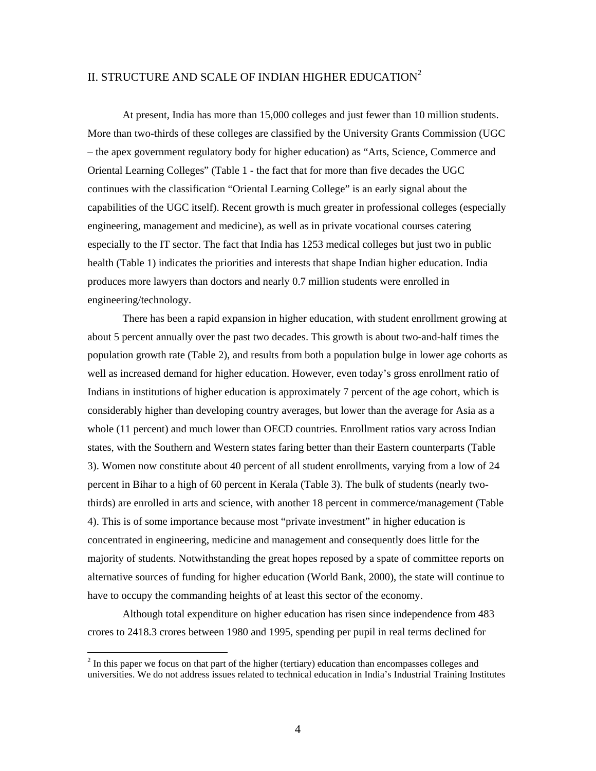## II. STRUCTURE AND SCALE OF INDIAN HIGHER EDUCATION[2]

At present, India has more than 15,000 colleges and just fewer than 10 million students. More than two-thirds of these colleges are classified by the University Grants Commission (UGC – the apex government regulatory body for higher education) as "Arts, Science, Commerce and Oriental Learning Colleges" (Table 1 - the fact that for more than five decades the UGC continues with the classification "Oriental Learning College" is an early signal about the capabilities of the UGC itself). Recent growth is much greater in professional colleges (especially engineering, management and medicine), as well as in private vocational courses catering especially to the IT sector. The fact that India has 1253 medical colleges but just two in public health (Table 1) indicates the priorities and interests that shape Indian higher education. India produces more lawyers than doctors and nearly 0.7 million students were enrolled in engineering/technology.

There has been a rapid expansion in higher education, with student enrollment growing at about 5 percent annually over the past two decades. This growth is about two-and-half times the population growth rate (Table 2), and results from both a population bulge in lower age cohorts as well as increased demand for higher education. However, even today's gross enrollment ratio of Indians in institutions of higher education is approximately 7 percent of the age cohort, which is considerably higher than developing country averages, but lower than the average for Asia as a whole (11 percent) and much lower than OECD countries. Enrollment ratios vary across Indian states, with the Southern and Western states faring better than their Eastern counterparts (Table 3). Women now constitute about 40 percent of all student enrollments, varying from a low of 24 percent in Bihar to a high of 60 percent in Kerala (Table 3). The bulk of students (nearly two-thirds) are enrolled in arts and science, with another 18 percent in commerce/management (Table 4). This is of some importance because most "private investment" in higher education is concentrated in engineering, medicine and management and consequently does little for the majority of students. Notwithstanding the great hopes reposed by a spate of committee reports on alternative sources of funding for higher education (World Bank, 2000), the state will continue to have to occupy the commanding heights of at least this sector of the economy.

Although total expenditure on higher education has risen since independence from 483 crores to 2418.3 crores between 1980 and 1995, spending per pupil in real terms declined for

[2] In this paper we focus on that part of the higher (tertiary) education than encompasses colleges and universities. We do not address issues related to technical education in India's Industrial Training Institutes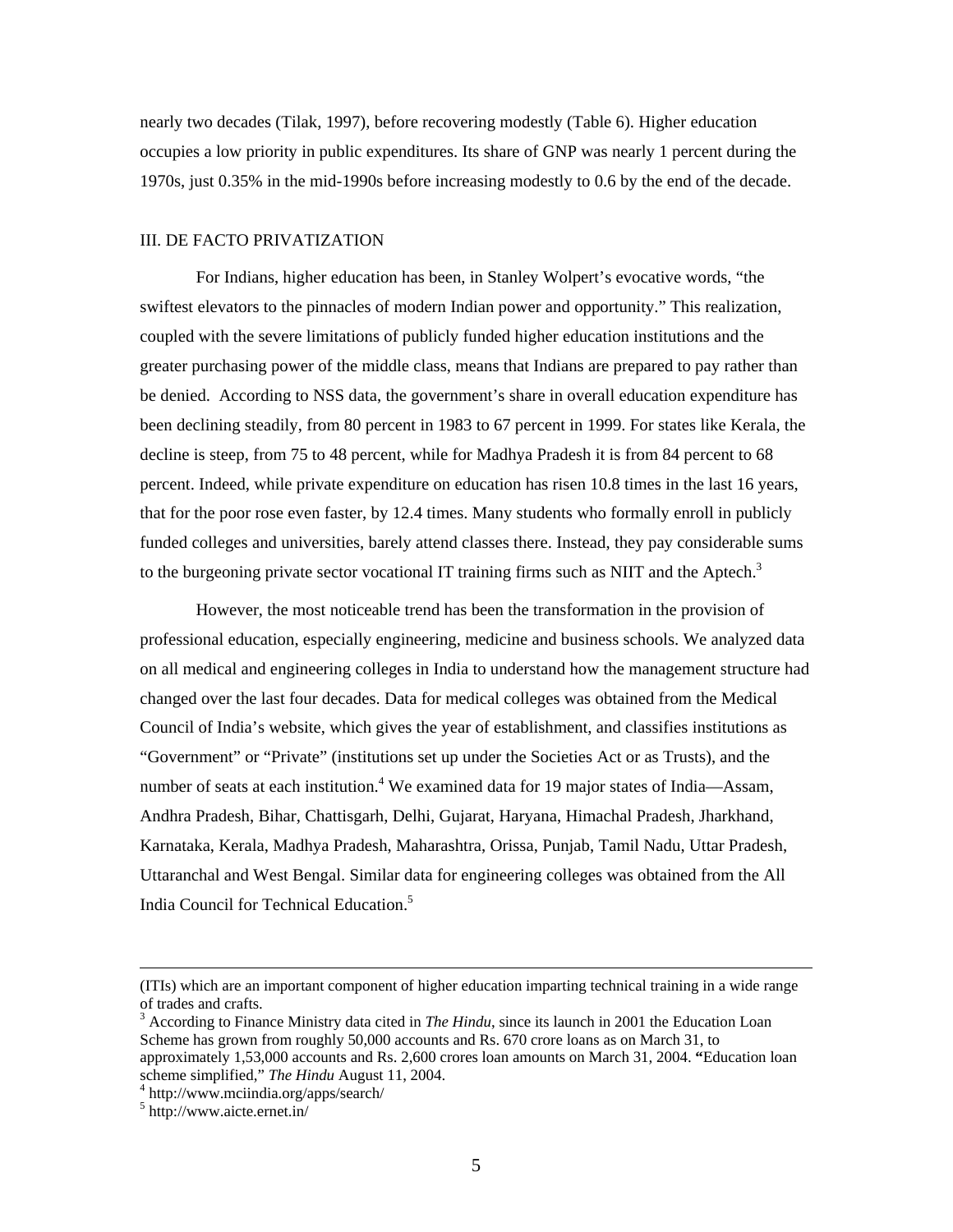nearly two decades (Tilak, 1997), before recovering modestly (Table 6). Higher education occupies a low priority in public expenditures. Its share of GNP was nearly 1 percent during the 1970s, just 0.35% in the mid-1990s before increasing modestly to 0.6 by the end of the decade.

## III. DE FACTO PRIVATIZATION

For Indians, higher education has been, in Stanley Wolpert's evocative words, "the swiftest elevators to the pinnacles of modern Indian power and opportunity." This realization, coupled with the severe limitations of publicly funded higher education institutions and the greater purchasing power of the middle class, means that Indians are prepared to pay rather than be denied. According to NSS data, the government's share in overall education expenditure has been declining steadily, from 80 percent in 1983 to 67 percent in 1999. For states like Kerala, the decline is steep, from 75 to 48 percent, while for Madhya Pradesh it is from 84 percent to 68 percent. Indeed, while private expenditure on education has risen 10.8 times in the last 16 years, that for the poor rose even faster, by 12.4 times. Many students who formally enroll in publicly funded colleges and universities, barely attend classes there. Instead, they pay considerable sums to the burgeoning private sector vocational IT training firms such as NIIT and the Aptech.[3]

However, the most noticeable trend has been the transformation in the provision of professional education, especially engineering, medicine and business schools. We analyzed data on all medical and engineering colleges in India to understand how the management structure had changed over the last four decades. Data for medical colleges was obtained from the Medical Council of India's website, which gives the year of establishment, and classifies institutions as "Government" or "Private" (institutions set up under the Societies Act or as Trusts), and the number of seats at each institution.[4] We examined data for 19 major states of India—Assam, Andhra Pradesh, Bihar, Chattisgarh, Delhi, Gujarat, Haryana, Himachal Pradesh, Jharkhand, Karnataka, Kerala, Madhya Pradesh, Maharashtra, Orissa, Punjab, Tamil Nadu, Uttar Pradesh, Uttaranchal and West Bengal. Similar data for engineering colleges was obtained from the All India Council for Technical Education.[5]

---

(ITIs) which are an important component of higher education imparting technical training in a wide range of trades and crafts.

[3] According to Finance Ministry data cited in *The Hindu*, since its launch in 2001 the Education Loan Scheme has grown from roughly 50,000 accounts and Rs. 670 crore loans as on March 31, to approximately 1,53,000 accounts and Rs. 2,600 crores loan amounts on March 31, 2004. **"**Education loan scheme simplified," *The Hindu* August 11, 2004.

[4] http://www.mciindia.org/apps/search/

[5] http://www.aicte.ernet.in/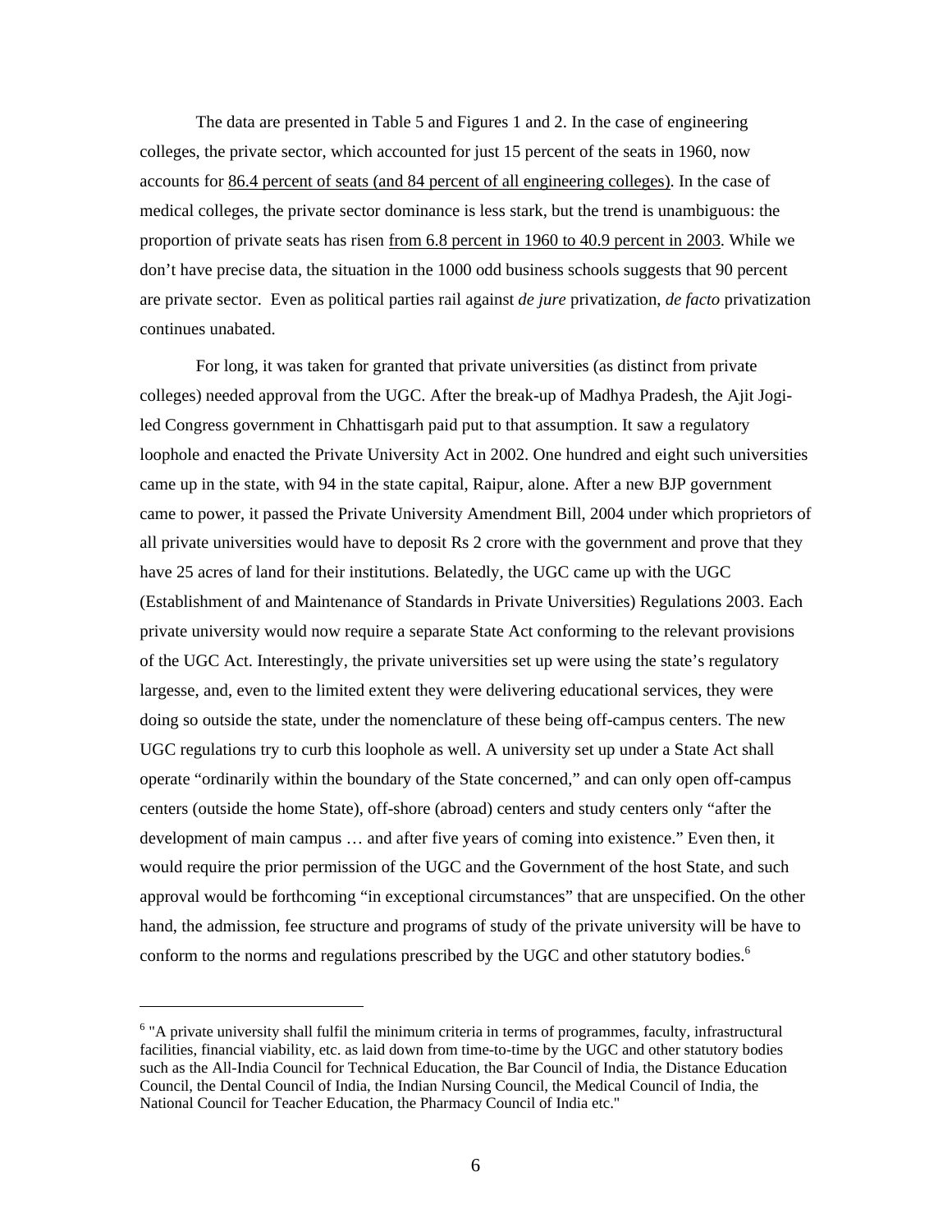The data are presented in Table 5 and Figures 1 and 2. In the case of engineering colleges, the private sector, which accounted for just 15 percent of the seats in 1960, now accounts for 86.4 percent of seats (and 84 percent of all engineering colleges). In the case of medical colleges, the private sector dominance is less stark, but the trend is unambiguous: the proportion of private seats has risen from 6.8 percent in 1960 to 40.9 percent in 2003. While we don't have precise data, the situation in the 1000 odd business schools suggests that 90 percent are private sector. Even as political parties rail against *de jure* privatization, *de facto* privatization continues unabated.

For long, it was taken for granted that private universities (as distinct from private colleges) needed approval from the UGC. After the break-up of Madhya Pradesh, the Ajit Jogi-led Congress government in Chhattisgarh paid put to that assumption. It saw a regulatory loophole and enacted the Private University Act in 2002. One hundred and eight such universities came up in the state, with 94 in the state capital, Raipur, alone. After a new BJP government came to power, it passed the Private University Amendment Bill, 2004 under which proprietors of all private universities would have to deposit Rs 2 crore with the government and prove that they have 25 acres of land for their institutions. Belatedly, the UGC came up with the UGC (Establishment of and Maintenance of Standards in Private Universities) Regulations 2003. Each private university would now require a separate State Act conforming to the relevant provisions of the UGC Act. Interestingly, the private universities set up were using the state's regulatory largesse, and, even to the limited extent they were delivering educational services, they were doing so outside the state, under the nomenclature of these being off-campus centers. The new UGC regulations try to curb this loophole as well. A university set up under a State Act shall operate "ordinarily within the boundary of the State concerned," and can only open off-campus centers (outside the home State), off-shore (abroad) centers and study centers only "after the development of main campus … and after five years of coming into existence." Even then, it would require the prior permission of the UGC and the Government of the host State, and such approval would be forthcoming "in exceptional circumstances" that are unspecified. On the other hand, the admission, fee structure and programs of study of the private university will be have to conform to the norms and regulations prescribed by the UGC and other statutory bodies.[6]

---

[6] "A private university shall fulfil the minimum criteria in terms of programmes, faculty, infrastructural facilities, financial viability, etc. as laid down from time-to-time by the UGC and other statutory bodies such as the All-India Council for Technical Education, the Bar Council of India, the Distance Education Council, the Dental Council of India, the Indian Nursing Council, the Medical Council of India, the National Council for Teacher Education, the Pharmacy Council of India etc."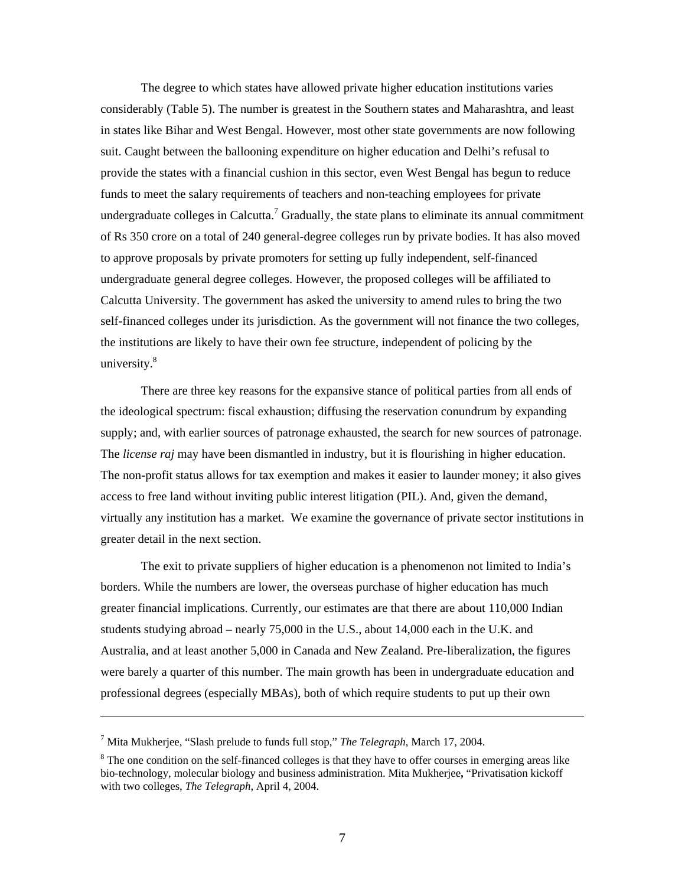The degree to which states have allowed private higher education institutions varies considerably (Table 5). The number is greatest in the Southern states and Maharashtra, and least in states like Bihar and West Bengal. However, most other state governments are now following suit. Caught between the ballooning expenditure on higher education and Delhi's refusal to provide the states with a financial cushion in this sector, even West Bengal has begun to reduce funds to meet the salary requirements of teachers and non-teaching employees for private undergraduate colleges in Calcutta.[7] Gradually, the state plans to eliminate its annual commitment of Rs 350 crore on a total of 240 general-degree colleges run by private bodies. It has also moved to approve proposals by private promoters for setting up fully independent, self-financed undergraduate general degree colleges. However, the proposed colleges will be affiliated to Calcutta University. The government has asked the university to amend rules to bring the two self-financed colleges under its jurisdiction. As the government will not finance the two colleges, the institutions are likely to have their own fee structure, independent of policing by the university.[8]

There are three key reasons for the expansive stance of political parties from all ends of the ideological spectrum: fiscal exhaustion; diffusing the reservation conundrum by expanding supply; and, with earlier sources of patronage exhausted, the search for new sources of patronage. The *license raj* may have been dismantled in industry, but it is flourishing in higher education. The non-profit status allows for tax exemption and makes it easier to launder money; it also gives access to free land without inviting public interest litigation (PIL). And, given the demand, virtually any institution has a market. We examine the governance of private sector institutions in greater detail in the next section.

The exit to private suppliers of higher education is a phenomenon not limited to India's borders. While the numbers are lower, the overseas purchase of higher education has much greater financial implications. Currently, our estimates are that there are about 110,000 Indian students studying abroad – nearly 75,000 in the U.S., about 14,000 each in the U.K. and Australia, and at least another 5,000 in Canada and New Zealand. Pre-liberalization, the figures were barely a quarter of this number. The main growth has been in undergraduate education and professional degrees (especially MBAs), both of which require students to put up their own

---

[7] Mita Mukherjee, "Slash prelude to funds full stop," *The Telegraph*, March 17, 2004.

[8] The one condition on the self-financed colleges is that they have to offer courses in emerging areas like bio-technology, molecular biology and business administration. Mita Mukherjee**,** "Privatisation kickoff with two colleges, *The Telegraph*, April 4, 2004.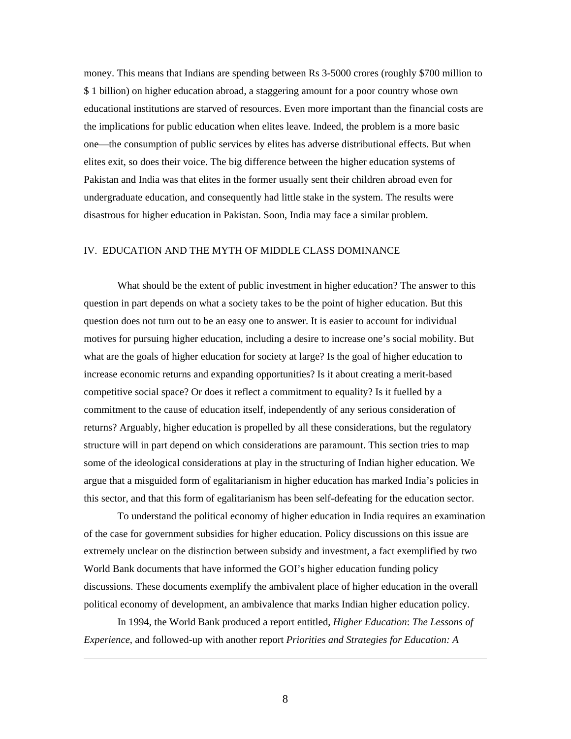money. This means that Indians are spending between Rs 3-5000 crores (roughly $700 million to $ 1 billion) on higher education abroad, a staggering amount for a poor country whose own educational institutions are starved of resources. Even more important than the financial costs are the implications for public education when elites leave. Indeed, the problem is a more basic one—the consumption of public services by elites has adverse distributional effects. But when elites exit, so does their voice. The big difference between the higher education systems of Pakistan and India was that elites in the former usually sent their children abroad even for undergraduate education, and consequently had little stake in the system. The results were disastrous for higher education in Pakistan. Soon, India may face a similar problem.

## IV. EDUCATION AND THE MYTH OF MIDDLE CLASS DOMINANCE

What should be the extent of public investment in higher education? The answer to this question in part depends on what a society takes to be the point of higher education. But this question does not turn out to be an easy one to answer. It is easier to account for individual motives for pursuing higher education, including a desire to increase one's social mobility. But what are the goals of higher education for society at large? Is the goal of higher education to increase economic returns and expanding opportunities? Is it about creating a merit-based competitive social space? Or does it reflect a commitment to equality? Is it fuelled by a commitment to the cause of education itself, independently of any serious consideration of returns? Arguably, higher education is propelled by all these considerations, but the regulatory structure will in part depend on which considerations are paramount. This section tries to map some of the ideological considerations at play in the structuring of Indian higher education. We argue that a misguided form of egalitarianism in higher education has marked India's policies in this sector, and that this form of egalitarianism has been self-defeating for the education sector.

To understand the political economy of higher education in India requires an examination of the case for government subsidies for higher education. Policy discussions on this issue are extremely unclear on the distinction between subsidy and investment, a fact exemplified by two World Bank documents that have informed the GOI's higher education funding policy discussions. These documents exemplify the ambivalent place of higher education in the overall political economy of development, an ambivalence that marks Indian higher education policy.

In 1994, the World Bank produced a report entitled, *Higher Education*: *The Lessons of Experience*, and followed-up with another report *Priorities and Strategies for Education: A*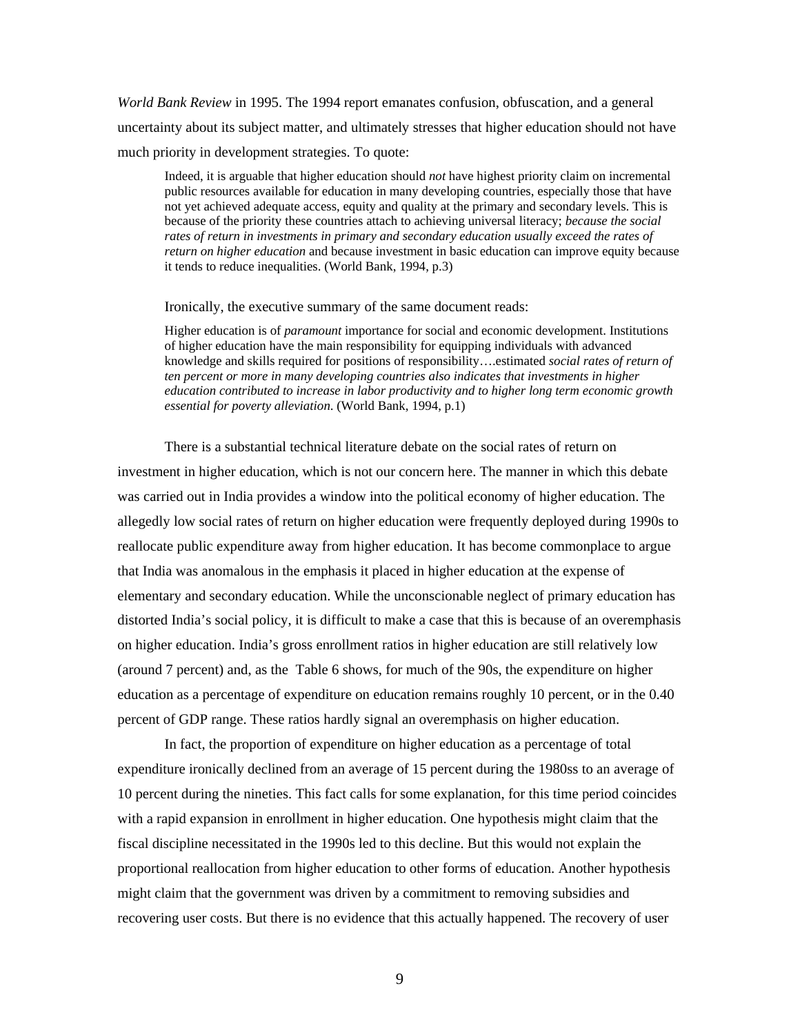*World Bank Review* in 1995. The 1994 report emanates confusion, obfuscation, and a general uncertainty about its subject matter, and ultimately stresses that higher education should not have much priority in development strategies. To quote:

> Indeed, it is arguable that higher education should *not* have highest priority claim on incremental public resources available for education in many developing countries, especially those that have not yet achieved adequate access, equity and quality at the primary and secondary levels. This is because of the priority these countries attach to achieving universal literacy; *because the social rates of return in investments in primary and secondary education usually exceed the rates of return on higher education* and because investment in basic education can improve equity because it tends to reduce inequalities. (World Bank, 1994, p.3)

Ironically, the executive summary of the same document reads:

> Higher education is of *paramount* importance for social and economic development. Institutions of higher education have the main responsibility for equipping individuals with advanced knowledge and skills required for positions of responsibility….estimated *social rates of return of ten percent or more in many developing countries also indicates that investments in higher education contributed to increase in labor productivity and to higher long term economic growth essential for poverty alleviation.* (World Bank, 1994, p.1)

There is a substantial technical literature debate on the social rates of return on investment in higher education, which is not our concern here. The manner in which this debate was carried out in India provides a window into the political economy of higher education. The allegedly low social rates of return on higher education were frequently deployed during 1990s to reallocate public expenditure away from higher education. It has become commonplace to argue that India was anomalous in the emphasis it placed in higher education at the expense of elementary and secondary education. While the unconscionable neglect of primary education has distorted India's social policy, it is difficult to make a case that this is because of an overemphasis on higher education. India's gross enrollment ratios in higher education are still relatively low (around 7 percent) and, as the Table 6 shows, for much of the 90s, the expenditure on higher education as a percentage of expenditure on education remains roughly 10 percent, or in the 0.40 percent of GDP range. These ratios hardly signal an overemphasis on higher education.

In fact, the proportion of expenditure on higher education as a percentage of total expenditure ironically declined from an average of 15 percent during the 1980ss to an average of 10 percent during the nineties. This fact calls for some explanation, for this time period coincides with a rapid expansion in enrollment in higher education. One hypothesis might claim that the fiscal discipline necessitated in the 1990s led to this decline. But this would not explain the proportional reallocation from higher education to other forms of education. Another hypothesis might claim that the government was driven by a commitment to removing subsidies and recovering user costs. But there is no evidence that this actually happened. The recovery of user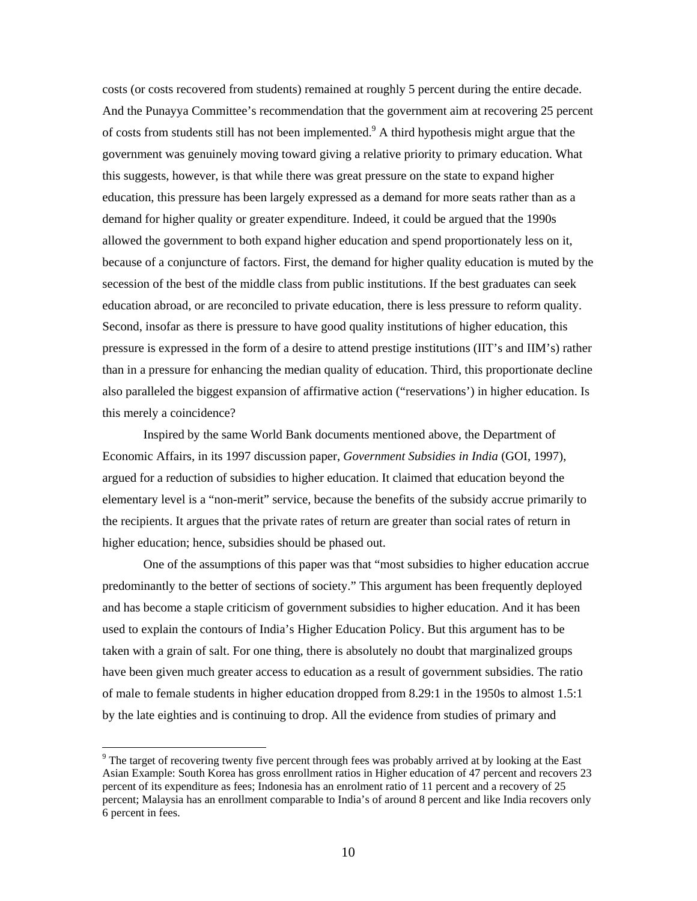costs (or costs recovered from students) remained at roughly 5 percent during the entire decade. And the Punayya Committee's recommendation that the government aim at recovering 25 percent of costs from students still has not been implemented.[9] A third hypothesis might argue that the government was genuinely moving toward giving a relative priority to primary education. What this suggests, however, is that while there was great pressure on the state to expand higher education, this pressure has been largely expressed as a demand for more seats rather than as a demand for higher quality or greater expenditure. Indeed, it could be argued that the 1990s allowed the government to both expand higher education and spend proportionately less on it, because of a conjuncture of factors. First, the demand for higher quality education is muted by the secession of the best of the middle class from public institutions. If the best graduates can seek education abroad, or are reconciled to private education, there is less pressure to reform quality. Second, insofar as there is pressure to have good quality institutions of higher education, this pressure is expressed in the form of a desire to attend prestige institutions (IIT's and IIM's) rather than in a pressure for enhancing the median quality of education. Third, this proportionate decline also paralleled the biggest expansion of affirmative action ("reservations') in higher education. Is this merely a coincidence?

Inspired by the same World Bank documents mentioned above, the Department of Economic Affairs, in its 1997 discussion paper, *Government Subsidies in India* (GOI, 1997), argued for a reduction of subsidies to higher education. It claimed that education beyond the elementary level is a "non-merit" service, because the benefits of the subsidy accrue primarily to the recipients. It argues that the private rates of return are greater than social rates of return in higher education; hence, subsidies should be phased out.

One of the assumptions of this paper was that "most subsidies to higher education accrue predominantly to the better of sections of society." This argument has been frequently deployed and has become a staple criticism of government subsidies to higher education. And it has been used to explain the contours of India's Higher Education Policy. But this argument has to be taken with a grain of salt. For one thing, there is absolutely no doubt that marginalized groups have been given much greater access to education as a result of government subsidies. The ratio of male to female students in higher education dropped from 8.29:1 in the 1950s to almost 1.5:1 by the late eighties and is continuing to drop. All the evidence from studies of primary and

[9] The target of recovering twenty five percent through fees was probably arrived at by looking at the East Asian Example: South Korea has gross enrollment ratios in Higher education of 47 percent and recovers 23 percent of its expenditure as fees; Indonesia has an enrolment ratio of 11 percent and a recovery of 25 percent; Malaysia has an enrollment comparable to India's of around 8 percent and like India recovers only 6 percent in fees.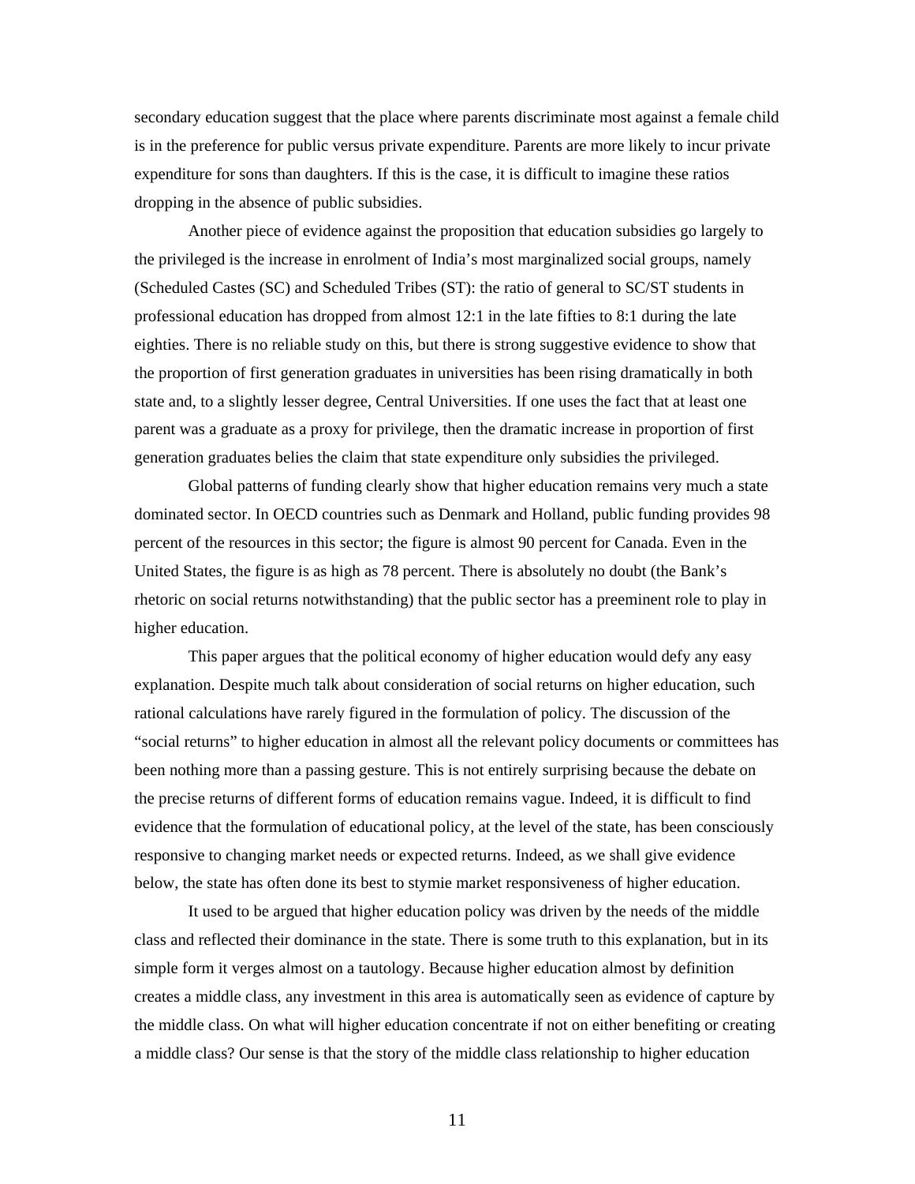secondary education suggest that the place where parents discriminate most against a female child is in the preference for public versus private expenditure. Parents are more likely to incur private expenditure for sons than daughters. If this is the case, it is difficult to imagine these ratios dropping in the absence of public subsidies.

Another piece of evidence against the proposition that education subsidies go largely to the privileged is the increase in enrolment of India's most marginalized social groups, namely (Scheduled Castes (SC) and Scheduled Tribes (ST): the ratio of general to SC/ST students in professional education has dropped from almost 12:1 in the late fifties to 8:1 during the late eighties. There is no reliable study on this, but there is strong suggestive evidence to show that the proportion of first generation graduates in universities has been rising dramatically in both state and, to a slightly lesser degree, Central Universities. If one uses the fact that at least one parent was a graduate as a proxy for privilege, then the dramatic increase in proportion of first generation graduates belies the claim that state expenditure only subsidies the privileged.

Global patterns of funding clearly show that higher education remains very much a state dominated sector. In OECD countries such as Denmark and Holland, public funding provides 98 percent of the resources in this sector; the figure is almost 90 percent for Canada. Even in the United States, the figure is as high as 78 percent. There is absolutely no doubt (the Bank's rhetoric on social returns notwithstanding) that the public sector has a preeminent role to play in higher education.

This paper argues that the political economy of higher education would defy any easy explanation. Despite much talk about consideration of social returns on higher education, such rational calculations have rarely figured in the formulation of policy. The discussion of the "social returns" to higher education in almost all the relevant policy documents or committees has been nothing more than a passing gesture. This is not entirely surprising because the debate on the precise returns of different forms of education remains vague. Indeed, it is difficult to find evidence that the formulation of educational policy, at the level of the state, has been consciously responsive to changing market needs or expected returns. Indeed, as we shall give evidence below, the state has often done its best to stymie market responsiveness of higher education.

It used to be argued that higher education policy was driven by the needs of the middle class and reflected their dominance in the state. There is some truth to this explanation, but in its simple form it verges almost on a tautology. Because higher education almost by definition creates a middle class, any investment in this area is automatically seen as evidence of capture by the middle class. On what will higher education concentrate if not on either benefiting or creating a middle class? Our sense is that the story of the middle class relationship to higher education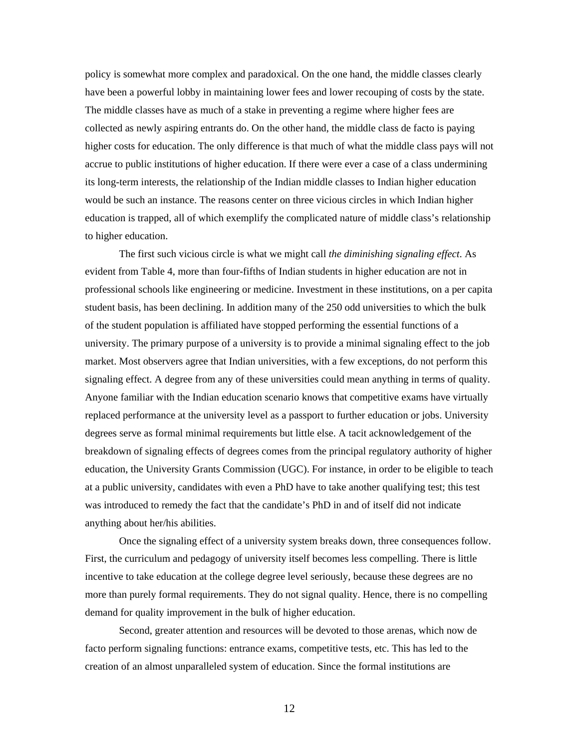policy is somewhat more complex and paradoxical. On the one hand, the middle classes clearly have been a powerful lobby in maintaining lower fees and lower recouping of costs by the state. The middle classes have as much of a stake in preventing a regime where higher fees are collected as newly aspiring entrants do. On the other hand, the middle class de facto is paying higher costs for education. The only difference is that much of what the middle class pays will not accrue to public institutions of higher education. If there were ever a case of a class undermining its long-term interests, the relationship of the Indian middle classes to Indian higher education would be such an instance. The reasons center on three vicious circles in which Indian higher education is trapped, all of which exemplify the complicated nature of middle class's relationship to higher education.

The first such vicious circle is what we might call *the diminishing signaling effect*. As evident from Table 4, more than four-fifths of Indian students in higher education are not in professional schools like engineering or medicine. Investment in these institutions, on a per capita student basis, has been declining. In addition many of the 250 odd universities to which the bulk of the student population is affiliated have stopped performing the essential functions of a university. The primary purpose of a university is to provide a minimal signaling effect to the job market. Most observers agree that Indian universities, with a few exceptions, do not perform this signaling effect. A degree from any of these universities could mean anything in terms of quality. Anyone familiar with the Indian education scenario knows that competitive exams have virtually replaced performance at the university level as a passport to further education or jobs. University degrees serve as formal minimal requirements but little else. A tacit acknowledgement of the breakdown of signaling effects of degrees comes from the principal regulatory authority of higher education, the University Grants Commission (UGC). For instance, in order to be eligible to teach at a public university, candidates with even a PhD have to take another qualifying test; this test was introduced to remedy the fact that the candidate's PhD in and of itself did not indicate anything about her/his abilities.

Once the signaling effect of a university system breaks down, three consequences follow. First, the curriculum and pedagogy of university itself becomes less compelling. There is little incentive to take education at the college degree level seriously, because these degrees are no more than purely formal requirements. They do not signal quality. Hence, there is no compelling demand for quality improvement in the bulk of higher education.

Second, greater attention and resources will be devoted to those arenas, which now de facto perform signaling functions: entrance exams, competitive tests, etc. This has led to the creation of an almost unparalleled system of education. Since the formal institutions are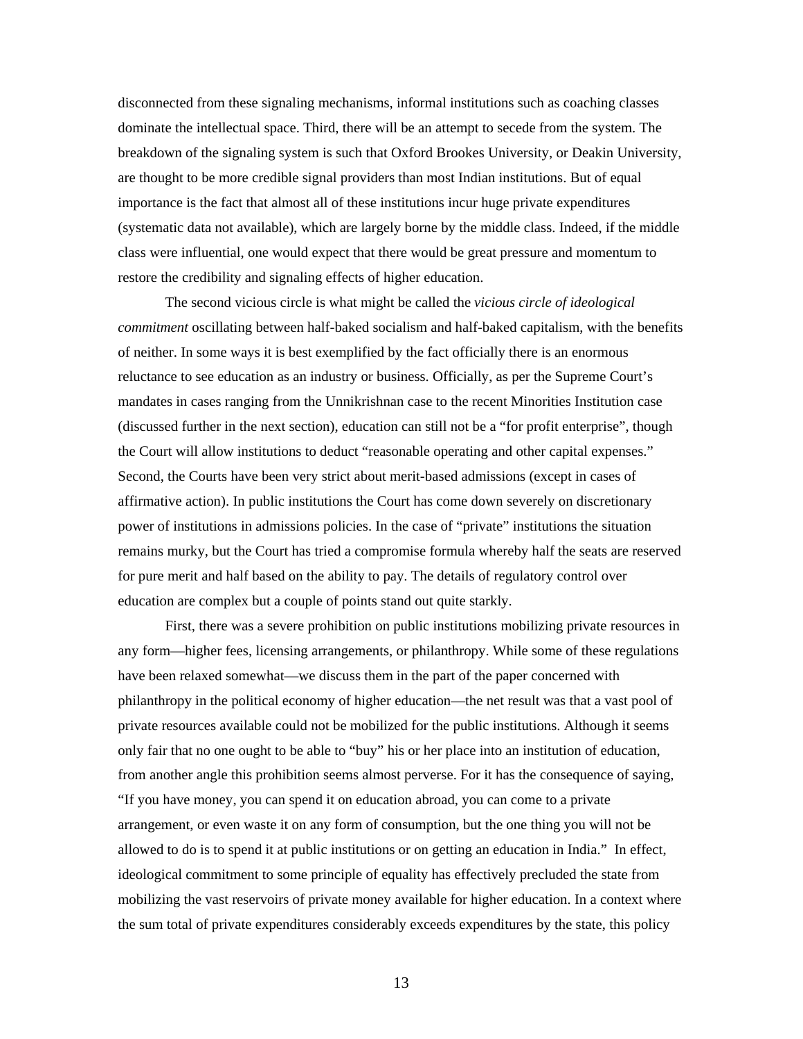disconnected from these signaling mechanisms, informal institutions such as coaching classes dominate the intellectual space. Third, there will be an attempt to secede from the system. The breakdown of the signaling system is such that Oxford Brookes University, or Deakin University, are thought to be more credible signal providers than most Indian institutions. But of equal importance is the fact that almost all of these institutions incur huge private expenditures (systematic data not available), which are largely borne by the middle class. Indeed, if the middle class were influential, one would expect that there would be great pressure and momentum to restore the credibility and signaling effects of higher education.

The second vicious circle is what might be called the *vicious circle of ideological commitment* oscillating between half-baked socialism and half-baked capitalism, with the benefits of neither. In some ways it is best exemplified by the fact officially there is an enormous reluctance to see education as an industry or business. Officially, as per the Supreme Court's mandates in cases ranging from the Unnikrishnan case to the recent Minorities Institution case (discussed further in the next section), education can still not be a "for profit enterprise", though the Court will allow institutions to deduct "reasonable operating and other capital expenses." Second, the Courts have been very strict about merit-based admissions (except in cases of affirmative action). In public institutions the Court has come down severely on discretionary power of institutions in admissions policies. In the case of "private" institutions the situation remains murky, but the Court has tried a compromise formula whereby half the seats are reserved for pure merit and half based on the ability to pay. The details of regulatory control over education are complex but a couple of points stand out quite starkly.

First, there was a severe prohibition on public institutions mobilizing private resources in any form—higher fees, licensing arrangements, or philanthropy. While some of these regulations have been relaxed somewhat—we discuss them in the part of the paper concerned with philanthropy in the political economy of higher education—the net result was that a vast pool of private resources available could not be mobilized for the public institutions. Although it seems only fair that no one ought to be able to "buy" his or her place into an institution of education, from another angle this prohibition seems almost perverse. For it has the consequence of saying, "If you have money, you can spend it on education abroad, you can come to a private arrangement, or even waste it on any form of consumption, but the one thing you will not be allowed to do is to spend it at public institutions or on getting an education in India." In effect, ideological commitment to some principle of equality has effectively precluded the state from mobilizing the vast reservoirs of private money available for higher education. In a context where the sum total of private expenditures considerably exceeds expenditures by the state, this policy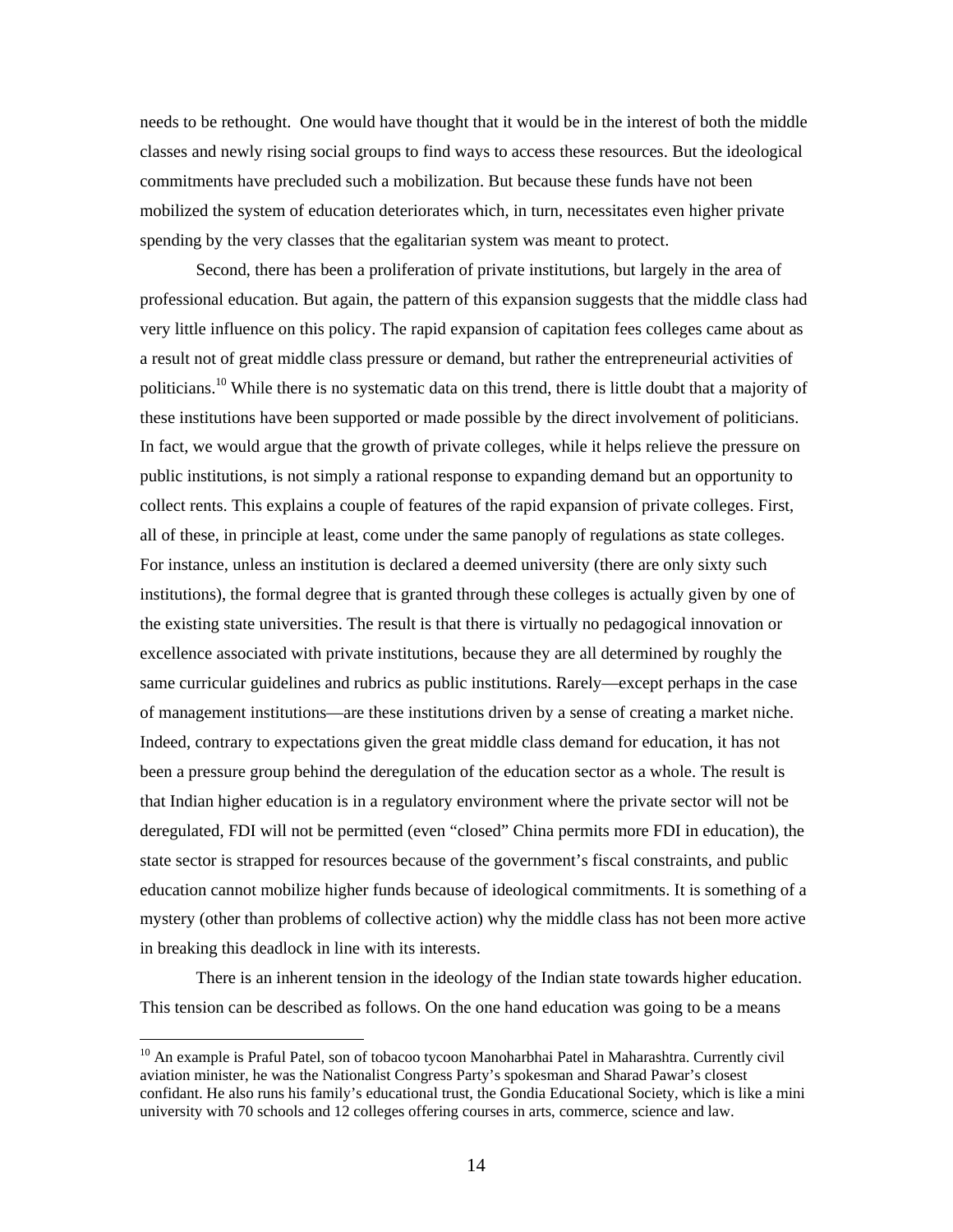needs to be rethought. One would have thought that it would be in the interest of both the middle classes and newly rising social groups to find ways to access these resources. But the ideological commitments have precluded such a mobilization. But because these funds have not been mobilized the system of education deteriorates which, in turn, necessitates even higher private spending by the very classes that the egalitarian system was meant to protect.

Second, there has been a proliferation of private institutions, but largely in the area of professional education. But again, the pattern of this expansion suggests that the middle class had very little influence on this policy. The rapid expansion of capitation fees colleges came about as a result not of great middle class pressure or demand, but rather the entrepreneurial activities of politicians.[10] While there is no systematic data on this trend, there is little doubt that a majority of these institutions have been supported or made possible by the direct involvement of politicians. In fact, we would argue that the growth of private colleges, while it helps relieve the pressure on public institutions, is not simply a rational response to expanding demand but an opportunity to collect rents. This explains a couple of features of the rapid expansion of private colleges. First, all of these, in principle at least, come under the same panoply of regulations as state colleges. For instance, unless an institution is declared a deemed university (there are only sixty such institutions), the formal degree that is granted through these colleges is actually given by one of the existing state universities. The result is that there is virtually no pedagogical innovation or excellence associated with private institutions, because they are all determined by roughly the same curricular guidelines and rubrics as public institutions. Rarely—except perhaps in the case of management institutions—are these institutions driven by a sense of creating a market niche. Indeed, contrary to expectations given the great middle class demand for education, it has not been a pressure group behind the deregulation of the education sector as a whole. The result is that Indian higher education is in a regulatory environment where the private sector will not be deregulated, FDI will not be permitted (even "closed" China permits more FDI in education), the state sector is strapped for resources because of the government's fiscal constraints, and public education cannot mobilize higher funds because of ideological commitments. It is something of a mystery (other than problems of collective action) why the middle class has not been more active in breaking this deadlock in line with its interests.

There is an inherent tension in the ideology of the Indian state towards higher education. This tension can be described as follows. On the one hand education was going to be a means

[10] An example is Praful Patel, son of tobacoo tycoon Manoharbhai Patel in Maharashtra. Currently civil aviation minister, he was the Nationalist Congress Party's spokesman and Sharad Pawar's closest confidant. He also runs his family's educational trust, the Gondia Educational Society, which is like a mini university with 70 schools and 12 colleges offering courses in arts, commerce, science and law.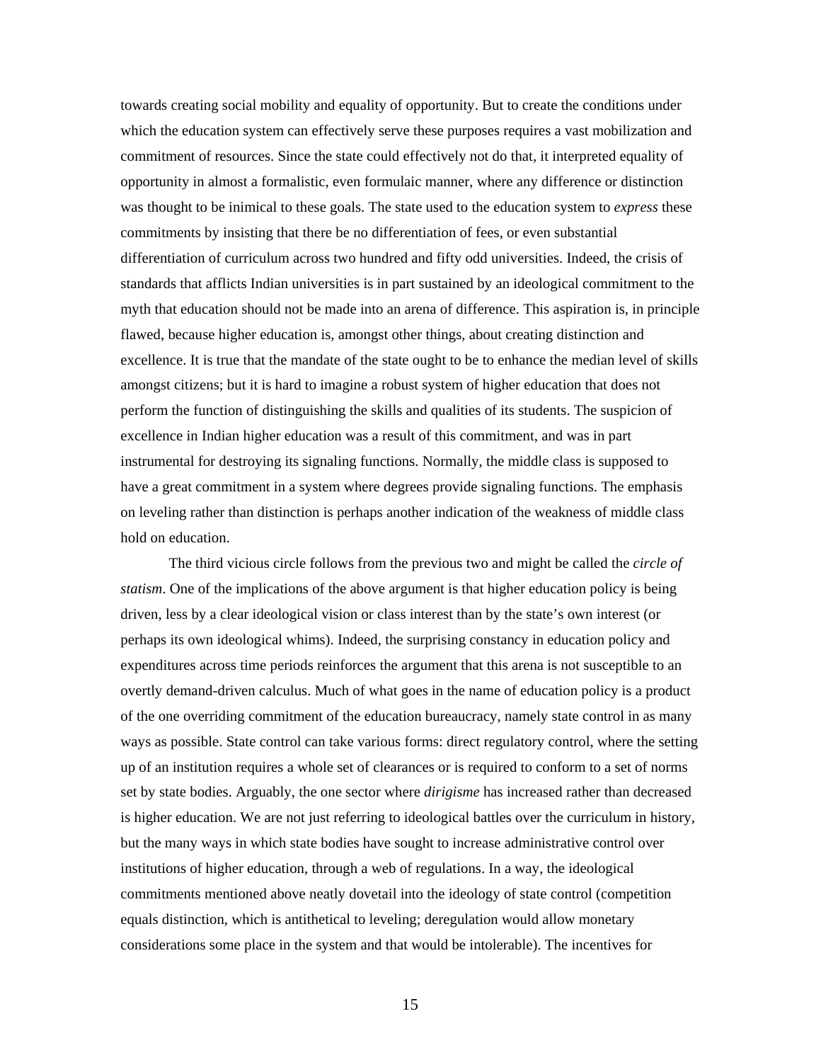towards creating social mobility and equality of opportunity. But to create the conditions under which the education system can effectively serve these purposes requires a vast mobilization and commitment of resources. Since the state could effectively not do that, it interpreted equality of opportunity in almost a formalistic, even formulaic manner, where any difference or distinction was thought to be inimical to these goals. The state used to the education system to *express* these commitments by insisting that there be no differentiation of fees, or even substantial differentiation of curriculum across two hundred and fifty odd universities. Indeed, the crisis of standards that afflicts Indian universities is in part sustained by an ideological commitment to the myth that education should not be made into an arena of difference. This aspiration is, in principle flawed, because higher education is, amongst other things, about creating distinction and excellence. It is true that the mandate of the state ought to be to enhance the median level of skills amongst citizens; but it is hard to imagine a robust system of higher education that does not perform the function of distinguishing the skills and qualities of its students. The suspicion of excellence in Indian higher education was a result of this commitment, and was in part instrumental for destroying its signaling functions. Normally, the middle class is supposed to have a great commitment in a system where degrees provide signaling functions. The emphasis on leveling rather than distinction is perhaps another indication of the weakness of middle class hold on education.

The third vicious circle follows from the previous two and might be called the *circle of statism*. One of the implications of the above argument is that higher education policy is being driven, less by a clear ideological vision or class interest than by the state's own interest (or perhaps its own ideological whims). Indeed, the surprising constancy in education policy and expenditures across time periods reinforces the argument that this arena is not susceptible to an overtly demand-driven calculus. Much of what goes in the name of education policy is a product of the one overriding commitment of the education bureaucracy, namely state control in as many ways as possible. State control can take various forms: direct regulatory control, where the setting up of an institution requires a whole set of clearances or is required to conform to a set of norms set by state bodies. Arguably, the one sector where *dirigisme* has increased rather than decreased is higher education. We are not just referring to ideological battles over the curriculum in history, but the many ways in which state bodies have sought to increase administrative control over institutions of higher education, through a web of regulations. In a way, the ideological commitments mentioned above neatly dovetail into the ideology of state control (competition equals distinction, which is antithetical to leveling; deregulation would allow monetary considerations some place in the system and that would be intolerable). The incentives for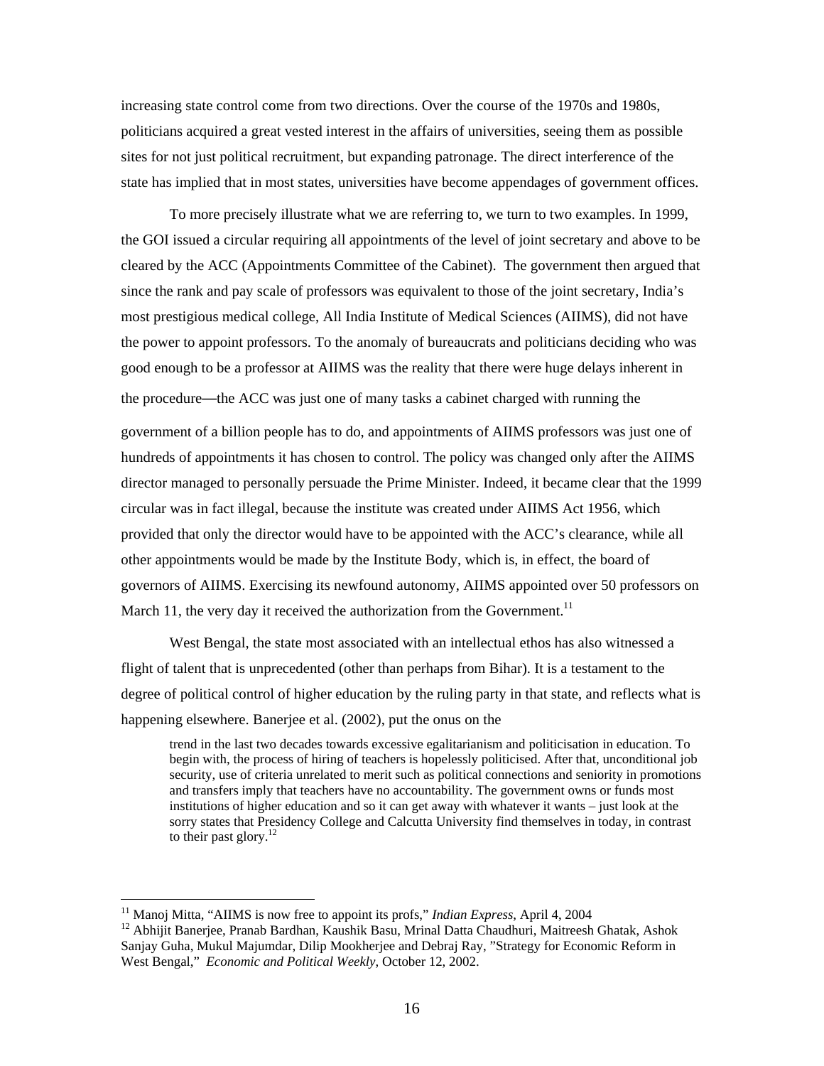increasing state control come from two directions. Over the course of the 1970s and 1980s, politicians acquired a great vested interest in the affairs of universities, seeing them as possible sites for not just political recruitment, but expanding patronage. The direct interference of the state has implied that in most states, universities have become appendages of government offices.

To more precisely illustrate what we are referring to, we turn to two examples. In 1999, the GOI issued a circular requiring all appointments of the level of joint secretary and above to be cleared by the ACC (Appointments Committee of the Cabinet). The government then argued that since the rank and pay scale of professors was equivalent to those of the joint secretary, India's most prestigious medical college, All India Institute of Medical Sciences (AIIMS), did not have the power to appoint professors. To the anomaly of bureaucrats and politicians deciding who was good enough to be a professor at AIIMS was the reality that there were huge delays inherent in the procedure—the ACC was just one of many tasks a cabinet charged with running the government of a billion people has to do, and appointments of AIIMS professors was just one of hundreds of appointments it has chosen to control. The policy was changed only after the AIIMS director managed to personally persuade the Prime Minister. Indeed, it became clear that the 1999 circular was in fact illegal, because the institute was created under AIIMS Act 1956, which provided that only the director would have to be appointed with the ACC's clearance, while all other appointments would be made by the Institute Body, which is, in effect, the board of governors of AIIMS. Exercising its newfound autonomy, AIIMS appointed over 50 professors on March 11, the very day it received the authorization from the Government.[11]

West Bengal, the state most associated with an intellectual ethos has also witnessed a flight of talent that is unprecedented (other than perhaps from Bihar). It is a testament to the degree of political control of higher education by the ruling party in that state, and reflects what is happening elsewhere. Banerjee et al. (2002), put the onus on the

> trend in the last two decades towards excessive egalitarianism and politicisation in education. To begin with, the process of hiring of teachers is hopelessly politicised. After that, unconditional job security, use of criteria unrelated to merit such as political connections and seniority in promotions and transfers imply that teachers have no accountability. The government owns or funds most institutions of higher education and so it can get away with whatever it wants – just look at the sorry states that Presidency College and Calcutta University find themselves in today, in contrast to their past glory.[12]

---

[11] Manoj Mitta, "AIIMS is now free to appoint its profs," *Indian Express*, April 4, 2004

[12] Abhijit Banerjee, Pranab Bardhan, Kaushik Basu, Mrinal Datta Chaudhuri, Maitreesh Ghatak, Ashok Sanjay Guha, Mukul Majumdar, Dilip Mookherjee and Debraj Ray, "Strategy for Economic Reform in West Bengal," *Economic and Political Weekly*, October 12, 2002.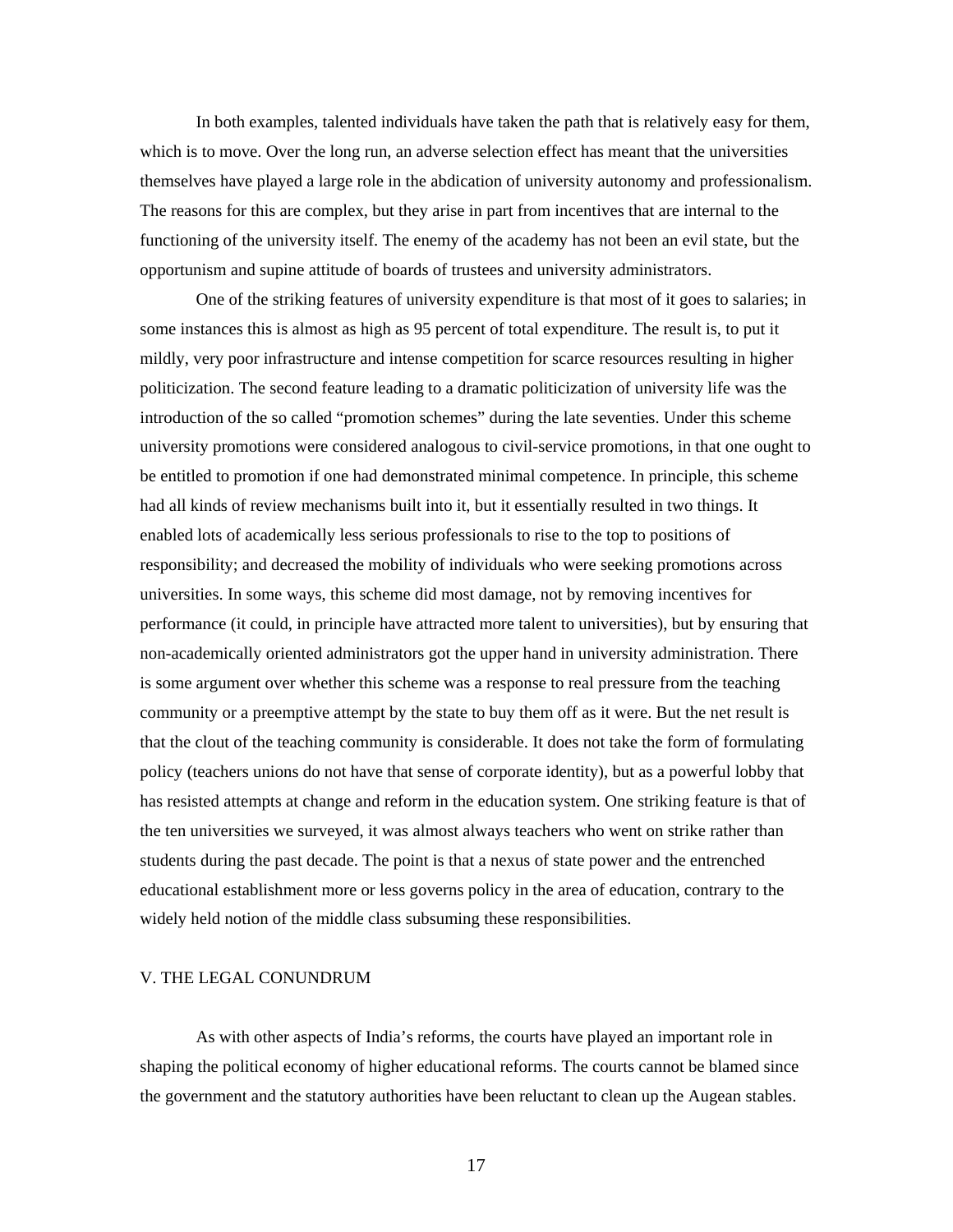In both examples, talented individuals have taken the path that is relatively easy for them, which is to move. Over the long run, an adverse selection effect has meant that the universities themselves have played a large role in the abdication of university autonomy and professionalism. The reasons for this are complex, but they arise in part from incentives that are internal to the functioning of the university itself. The enemy of the academy has not been an evil state, but the opportunism and supine attitude of boards of trustees and university administrators.

One of the striking features of university expenditure is that most of it goes to salaries; in some instances this is almost as high as 95 percent of total expenditure. The result is, to put it mildly, very poor infrastructure and intense competition for scarce resources resulting in higher politicization. The second feature leading to a dramatic politicization of university life was the introduction of the so called "promotion schemes" during the late seventies. Under this scheme university promotions were considered analogous to civil-service promotions, in that one ought to be entitled to promotion if one had demonstrated minimal competence. In principle, this scheme had all kinds of review mechanisms built into it, but it essentially resulted in two things. It enabled lots of academically less serious professionals to rise to the top to positions of responsibility; and decreased the mobility of individuals who were seeking promotions across universities. In some ways, this scheme did most damage, not by removing incentives for performance (it could, in principle have attracted more talent to universities), but by ensuring that non-academically oriented administrators got the upper hand in university administration. There is some argument over whether this scheme was a response to real pressure from the teaching community or a preemptive attempt by the state to buy them off as it were. But the net result is that the clout of the teaching community is considerable. It does not take the form of formulating policy (teachers unions do not have that sense of corporate identity), but as a powerful lobby that has resisted attempts at change and reform in the education system. One striking feature is that of the ten universities we surveyed, it was almost always teachers who went on strike rather than students during the past decade. The point is that a nexus of state power and the entrenched educational establishment more or less governs policy in the area of education, contrary to the widely held notion of the middle class subsuming these responsibilities.

## V. THE LEGAL CONUNDRUM

As with other aspects of India's reforms, the courts have played an important role in shaping the political economy of higher educational reforms. The courts cannot be blamed since the government and the statutory authorities have been reluctant to clean up the Augean stables.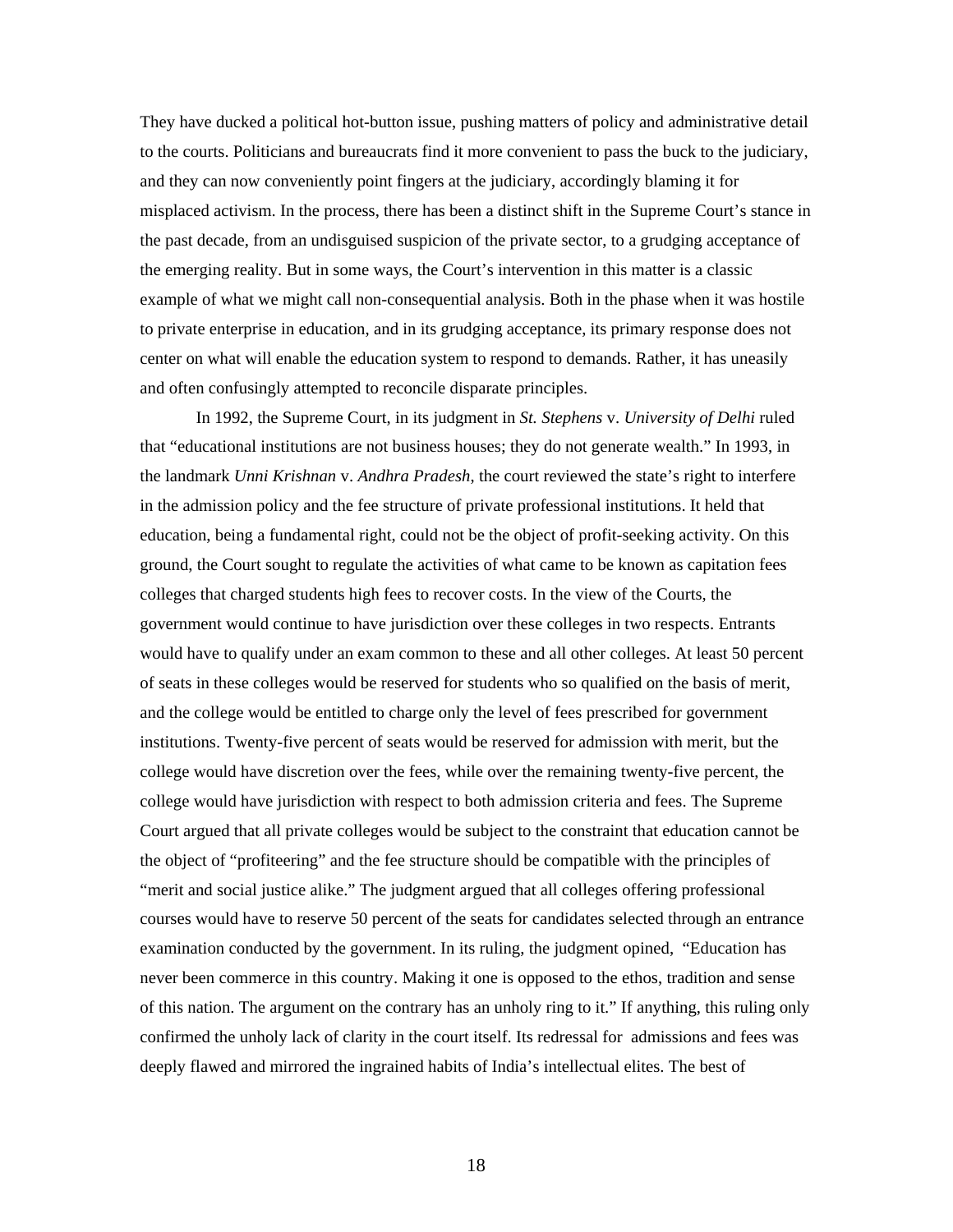They have ducked a political hot-button issue, pushing matters of policy and administrative detail to the courts. Politicians and bureaucrats find it more convenient to pass the buck to the judiciary, and they can now conveniently point fingers at the judiciary, accordingly blaming it for misplaced activism. In the process, there has been a distinct shift in the Supreme Court's stance in the past decade, from an undisguised suspicion of the private sector, to a grudging acceptance of the emerging reality. But in some ways, the Court's intervention in this matter is a classic example of what we might call non-consequential analysis. Both in the phase when it was hostile to private enterprise in education, and in its grudging acceptance, its primary response does not center on what will enable the education system to respond to demands. Rather, it has uneasily and often confusingly attempted to reconcile disparate principles.

In 1992, the Supreme Court, in its judgment in *St. Stephens* v. *University of Delhi* ruled that "educational institutions are not business houses; they do not generate wealth." In 1993, in the landmark *Unni Krishnan* v. *Andhra Pradesh*, the court reviewed the state's right to interfere in the admission policy and the fee structure of private professional institutions. It held that education, being a fundamental right, could not be the object of profit-seeking activity. On this ground, the Court sought to regulate the activities of what came to be known as capitation fees colleges that charged students high fees to recover costs. In the view of the Courts, the government would continue to have jurisdiction over these colleges in two respects. Entrants would have to qualify under an exam common to these and all other colleges. At least 50 percent of seats in these colleges would be reserved for students who so qualified on the basis of merit, and the college would be entitled to charge only the level of fees prescribed for government institutions. Twenty-five percent of seats would be reserved for admission with merit, but the college would have discretion over the fees, while over the remaining twenty-five percent, the college would have jurisdiction with respect to both admission criteria and fees. The Supreme Court argued that all private colleges would be subject to the constraint that education cannot be the object of "profiteering" and the fee structure should be compatible with the principles of "merit and social justice alike." The judgment argued that all colleges offering professional courses would have to reserve 50 percent of the seats for candidates selected through an entrance examination conducted by the government. In its ruling, the judgment opined, "Education has never been commerce in this country. Making it one is opposed to the ethos, tradition and sense of this nation. The argument on the contrary has an unholy ring to it." If anything, this ruling only confirmed the unholy lack of clarity in the court itself. Its redressal for admissions and fees was deeply flawed and mirrored the ingrained habits of India's intellectual elites. The best of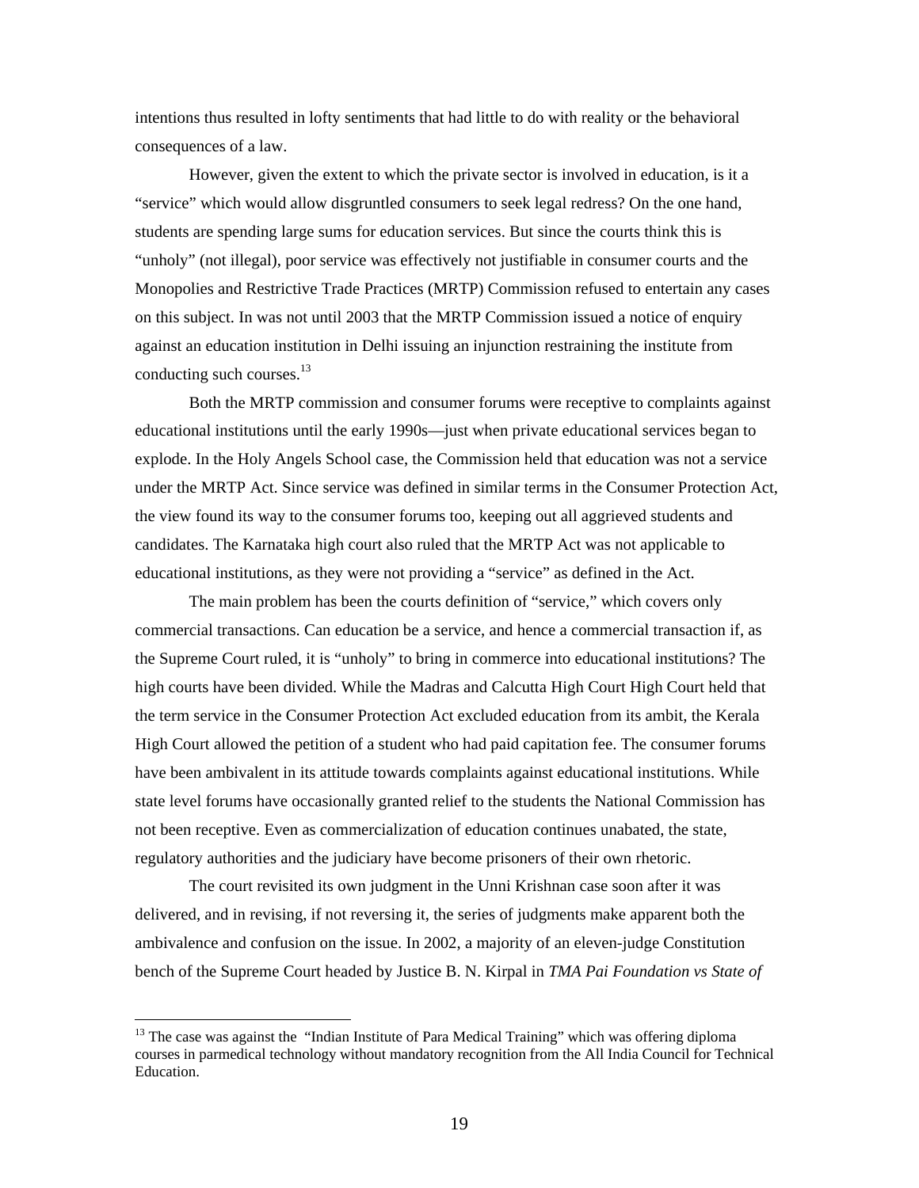intentions thus resulted in lofty sentiments that had little to do with reality or the behavioral consequences of a law.

However, given the extent to which the private sector is involved in education, is it a "service" which would allow disgruntled consumers to seek legal redress? On the one hand, students are spending large sums for education services. But since the courts think this is "unholy" (not illegal), poor service was effectively not justifiable in consumer courts and the Monopolies and Restrictive Trade Practices (MRTP) Commission refused to entertain any cases on this subject. In was not until 2003 that the MRTP Commission issued a notice of enquiry against an education institution in Delhi issuing an injunction restraining the institute from conducting such courses.[13]

Both the MRTP commission and consumer forums were receptive to complaints against educational institutions until the early 1990s—just when private educational services began to explode. In the Holy Angels School case, the Commission held that education was not a service under the MRTP Act. Since service was defined in similar terms in the Consumer Protection Act, the view found its way to the consumer forums too, keeping out all aggrieved students and candidates. The Karnataka high court also ruled that the MRTP Act was not applicable to educational institutions, as they were not providing a "service" as defined in the Act.

The main problem has been the courts definition of "service," which covers only commercial transactions. Can education be a service, and hence a commercial transaction if, as the Supreme Court ruled, it is "unholy" to bring in commerce into educational institutions? The high courts have been divided. While the Madras and Calcutta High Court High Court held that the term service in the Consumer Protection Act excluded education from its ambit, the Kerala High Court allowed the petition of a student who had paid capitation fee. The consumer forums have been ambivalent in its attitude towards complaints against educational institutions. While state level forums have occasionally granted relief to the students the National Commission has not been receptive. Even as commercialization of education continues unabated, the state, regulatory authorities and the judiciary have become prisoners of their own rhetoric.

The court revisited its own judgment in the Unni Krishnan case soon after it was delivered, and in revising, if not reversing it, the series of judgments make apparent both the ambivalence and confusion on the issue. In 2002, a majority of an eleven-judge Constitution bench of the Supreme Court headed by Justice B. N. Kirpal in *TMA Pai Foundation vs State of*

---

[13] The case was against the "Indian Institute of Para Medical Training" which was offering diploma courses in parmedical technology without mandatory recognition from the All India Council for Technical Education.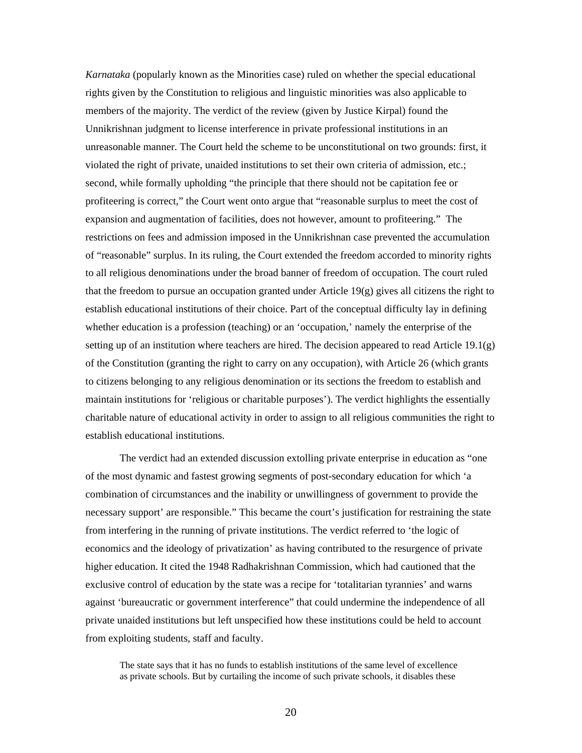*Karnataka* (popularly known as the Minorities case) ruled on whether the special educational rights given by the Constitution to religious and linguistic minorities was also applicable to members of the majority. The verdict of the review (given by Justice Kirpal) found the Unnikrishnan judgment to license interference in private professional institutions in an unreasonable manner. The Court held the scheme to be unconstitutional on two grounds: first, it violated the right of private, unaided institutions to set their own criteria of admission, etc.; second, while formally upholding "the principle that there should not be capitation fee or profiteering is correct," the Court went onto argue that "reasonable surplus to meet the cost of expansion and augmentation of facilities, does not however, amount to profiteering." The restrictions on fees and admission imposed in the Unnikrishnan case prevented the accumulation of "reasonable" surplus. In its ruling, the Court extended the freedom accorded to minority rights to all religious denominations under the broad banner of freedom of occupation. The court ruled that the freedom to pursue an occupation granted under Article 19(g) gives all citizens the right to establish educational institutions of their choice. Part of the conceptual difficulty lay in defining whether education is a profession (teaching) or an 'occupation,' namely the enterprise of the setting up of an institution where teachers are hired. The decision appeared to read Article 19.1(g) of the Constitution (granting the right to carry on any occupation), with Article 26 (which grants to citizens belonging to any religious denomination or its sections the freedom to establish and maintain institutions for 'religious or charitable purposes'). The verdict highlights the essentially charitable nature of educational activity in order to assign to all religious communities the right to establish educational institutions.

The verdict had an extended discussion extolling private enterprise in education as "one of the most dynamic and fastest growing segments of post-secondary education for which 'a combination of circumstances and the inability or unwillingness of government to provide the necessary support' are responsible." This became the court's justification for restraining the state from interfering in the running of private institutions. The verdict referred to 'the logic of economics and the ideology of privatization' as having contributed to the resurgence of private higher education. It cited the 1948 Radhakrishnan Commission, which had cautioned that the exclusive control of education by the state was a recipe for 'totalitarian tyrannies' and warns against 'bureaucratic or government interference" that could undermine the independence of all private unaided institutions but left unspecified how these institutions could be held to account from exploiting students, staff and faculty.

> The state says that it has no funds to establish institutions of the same level of excellence as private schools. But by curtailing the income of such private schools, it disables these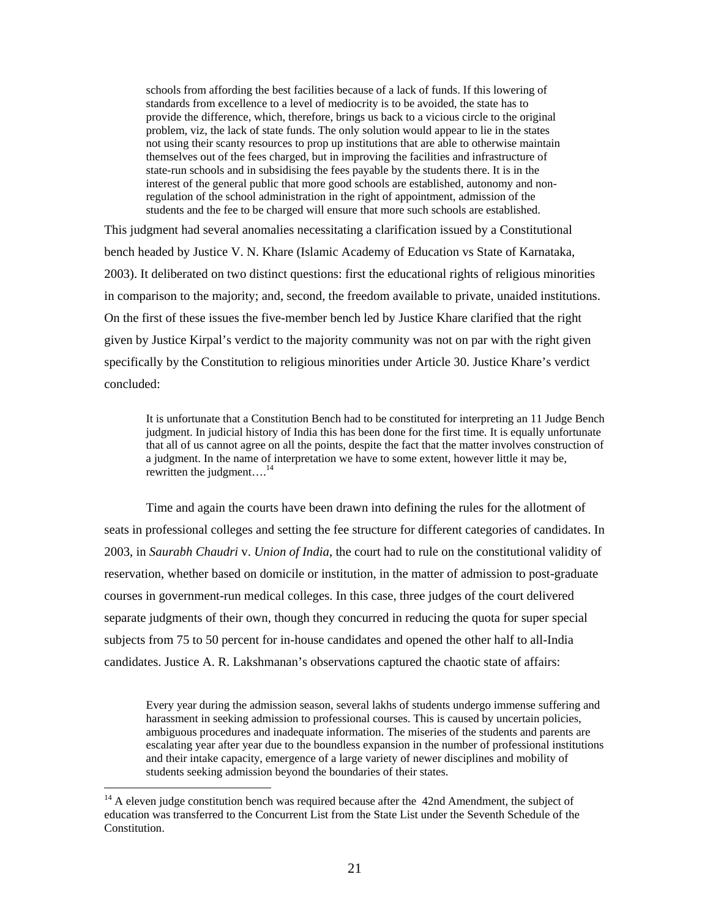> schools from affording the best facilities because of a lack of funds. If this lowering of standards from excellence to a level of mediocrity is to be avoided, the state has to provide the difference, which, therefore, brings us back to a vicious circle to the original problem, viz, the lack of state funds. The only solution would appear to lie in the states not using their scanty resources to prop up institutions that are able to otherwise maintain themselves out of the fees charged, but in improving the facilities and infrastructure of state-run schools and in subsidising the fees payable by the students there. It is in the interest of the general public that more good schools are established, autonomy and non-regulation of the school administration in the right of appointment, admission of the students and the fee to be charged will ensure that more such schools are established.

This judgment had several anomalies necessitating a clarification issued by a Constitutional bench headed by Justice V. N. Khare (Islamic Academy of Education vs State of Karnataka, 2003). It deliberated on two distinct questions: first the educational rights of religious minorities in comparison to the majority; and, second, the freedom available to private, unaided institutions. On the first of these issues the five-member bench led by Justice Khare clarified that the right given by Justice Kirpal's verdict to the majority community was not on par with the right given specifically by the Constitution to religious minorities under Article 30. Justice Khare's verdict concluded:

> It is unfortunate that a Constitution Bench had to be constituted for interpreting an 11 Judge Bench judgment. In judicial history of India this has been done for the first time. It is equally unfortunate that all of us cannot agree on all the points, despite the fact that the matter involves construction of a judgment. In the name of interpretation we have to some extent, however little it may be, rewritten the judgment….[14]

Time and again the courts have been drawn into defining the rules for the allotment of seats in professional colleges and setting the fee structure for different categories of candidates. In 2003, in *Saurabh Chaudri* v. *Union of India*, the court had to rule on the constitutional validity of reservation, whether based on domicile or institution, in the matter of admission to post-graduate courses in government-run medical colleges. In this case, three judges of the court delivered separate judgments of their own, though they concurred in reducing the quota for super special subjects from 75 to 50 percent for in-house candidates and opened the other half to all-India candidates. Justice A. R. Lakshmanan's observations captured the chaotic state of affairs:

> Every year during the admission season, several lakhs of students undergo immense suffering and harassment in seeking admission to professional courses. This is caused by uncertain policies, ambiguous procedures and inadequate information. The miseries of the students and parents are escalating year after year due to the boundless expansion in the number of professional institutions and their intake capacity, emergence of a large variety of newer disciplines and mobility of students seeking admission beyond the boundaries of their states.

---

[14] A eleven judge constitution bench was required because after the 42nd Amendment, the subject of education was transferred to the Concurrent List from the State List under the Seventh Schedule of the Constitution.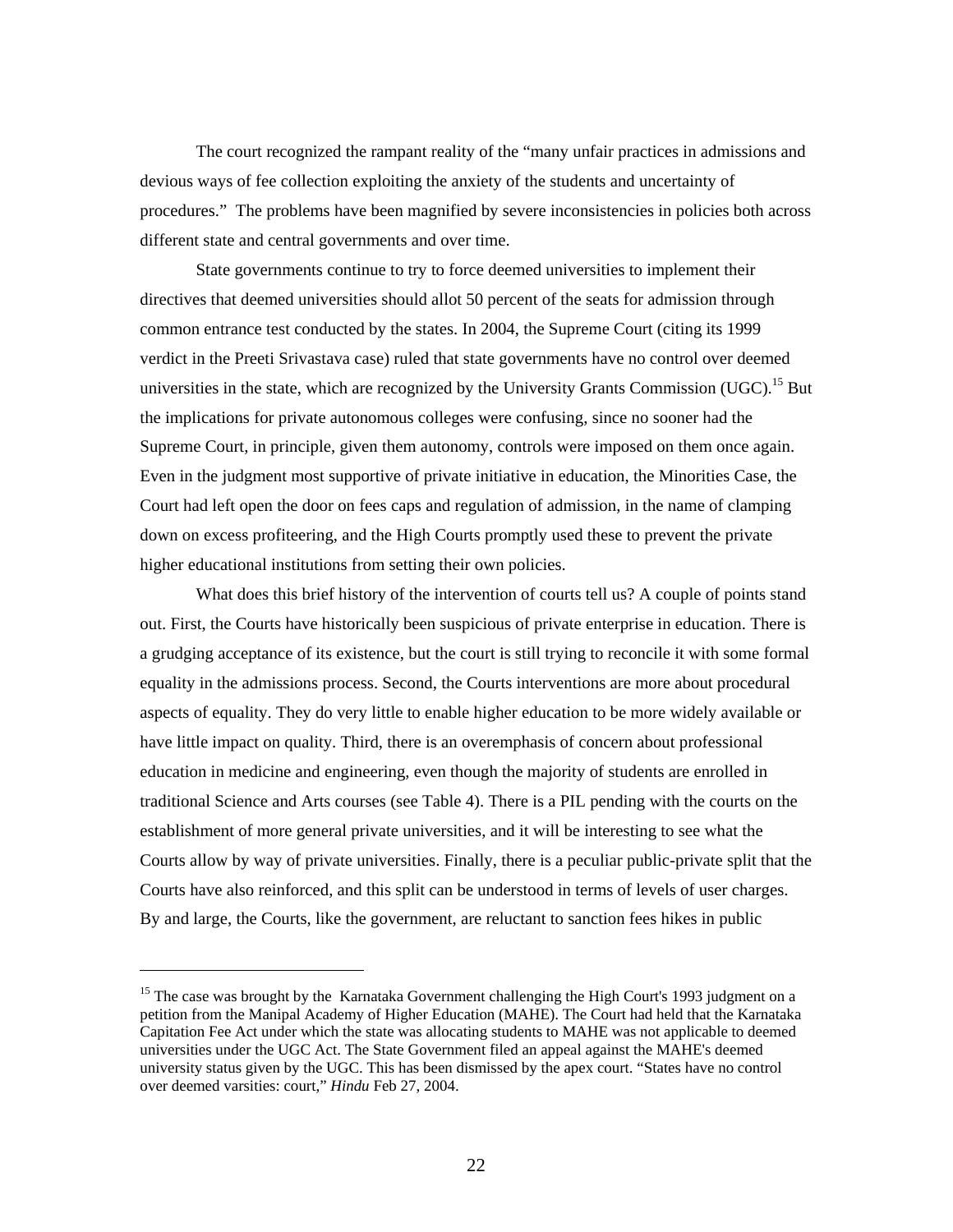The court recognized the rampant reality of the "many unfair practices in admissions and devious ways of fee collection exploiting the anxiety of the students and uncertainty of procedures." The problems have been magnified by severe inconsistencies in policies both across different state and central governments and over time.

State governments continue to try to force deemed universities to implement their directives that deemed universities should allot 50 percent of the seats for admission through common entrance test conducted by the states. In 2004, the Supreme Court (citing its 1999 verdict in the Preeti Srivastava case) ruled that state governments have no control over deemed universities in the state, which are recognized by the University Grants Commission (UGC).[15] But the implications for private autonomous colleges were confusing, since no sooner had the Supreme Court, in principle, given them autonomy, controls were imposed on them once again. Even in the judgment most supportive of private initiative in education, the Minorities Case, the Court had left open the door on fees caps and regulation of admission, in the name of clamping down on excess profiteering, and the High Courts promptly used these to prevent the private higher educational institutions from setting their own policies.

What does this brief history of the intervention of courts tell us? A couple of points stand out. First, the Courts have historically been suspicious of private enterprise in education. There is a grudging acceptance of its existence, but the court is still trying to reconcile it with some formal equality in the admissions process. Second, the Courts interventions are more about procedural aspects of equality. They do very little to enable higher education to be more widely available or have little impact on quality. Third, there is an overemphasis of concern about professional education in medicine and engineering, even though the majority of students are enrolled in traditional Science and Arts courses (see Table 4). There is a PIL pending with the courts on the establishment of more general private universities, and it will be interesting to see what the Courts allow by way of private universities. Finally, there is a peculiar public-private split that the Courts have also reinforced, and this split can be understood in terms of levels of user charges. By and large, the Courts, like the government, are reluctant to sanction fees hikes in public

---

[15] The case was brought by the Karnataka Government challenging the High Court's 1993 judgment on a petition from the Manipal Academy of Higher Education (MAHE). The Court had held that the Karnataka Capitation Fee Act under which the state was allocating students to MAHE was not applicable to deemed universities under the UGC Act. The State Government filed an appeal against the MAHE's deemed university status given by the UGC. This has been dismissed by the apex court. "States have no control over deemed varsities: court," *Hindu* Feb 27, 2004.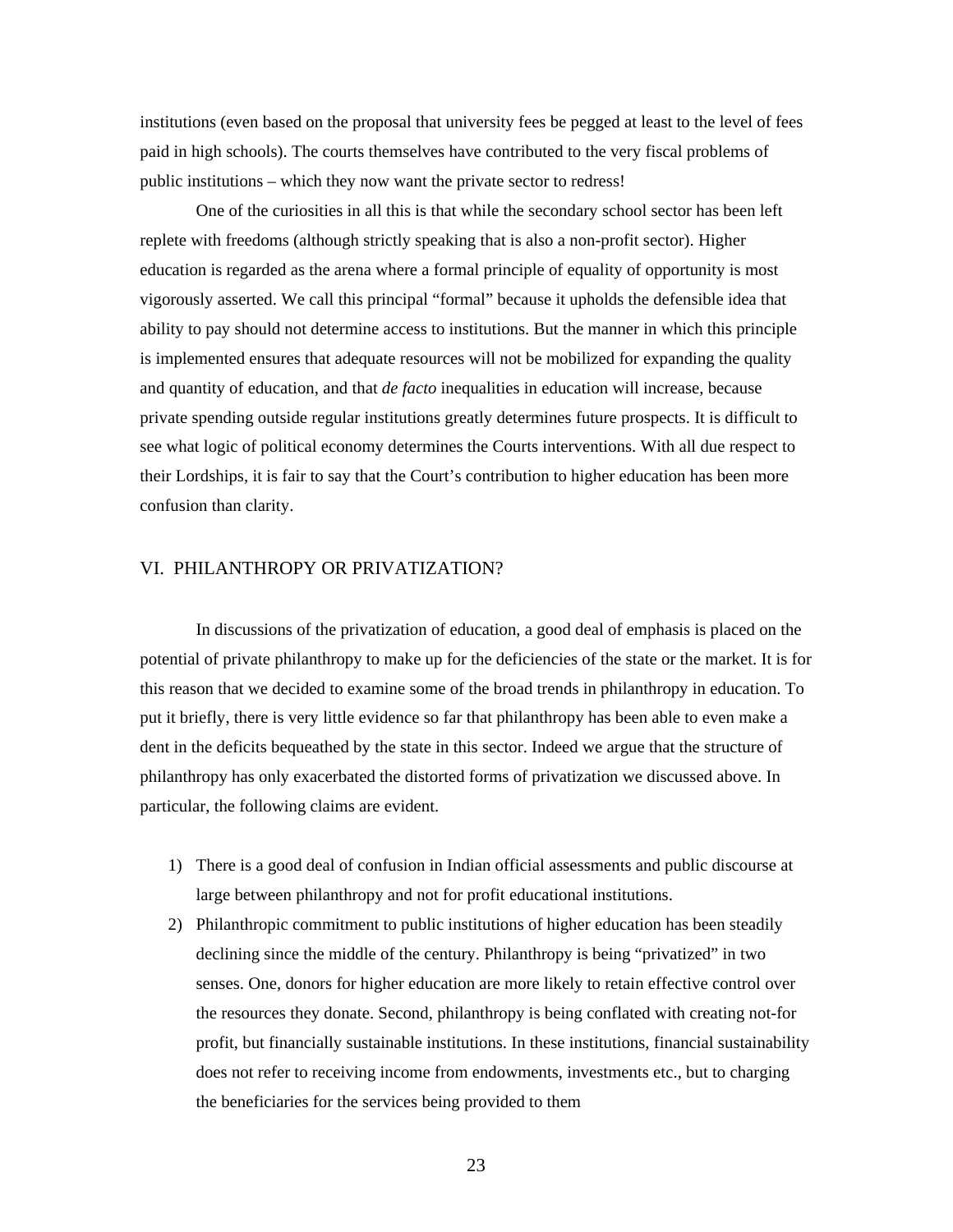institutions (even based on the proposal that university fees be pegged at least to the level of fees paid in high schools). The courts themselves have contributed to the very fiscal problems of public institutions – which they now want the private sector to redress!

One of the curiosities in all this is that while the secondary school sector has been left replete with freedoms (although strictly speaking that is also a non-profit sector). Higher education is regarded as the arena where a formal principle of equality of opportunity is most vigorously asserted. We call this principal "formal" because it upholds the defensible idea that ability to pay should not determine access to institutions. But the manner in which this principle is implemented ensures that adequate resources will not be mobilized for expanding the quality and quantity of education, and that *de facto* inequalities in education will increase, because private spending outside regular institutions greatly determines future prospects. It is difficult to see what logic of political economy determines the Courts interventions. With all due respect to their Lordships, it is fair to say that the Court's contribution to higher education has been more confusion than clarity.

## VI. PHILANTHROPY OR PRIVATIZATION?

In discussions of the privatization of education, a good deal of emphasis is placed on the potential of private philanthropy to make up for the deficiencies of the state or the market. It is for this reason that we decided to examine some of the broad trends in philanthropy in education. To put it briefly, there is very little evidence so far that philanthropy has been able to even make a dent in the deficits bequeathed by the state in this sector. Indeed we argue that the structure of philanthropy has only exacerbated the distorted forms of privatization we discussed above. In particular, the following claims are evident.

1) There is a good deal of confusion in Indian official assessments and public discourse at large between philanthropy and not for profit educational institutions.
2) Philanthropic commitment to public institutions of higher education has been steadily declining since the middle of the century. Philanthropy is being "privatized" in two senses. One, donors for higher education are more likely to retain effective control over the resources they donate. Second, philanthropy is being conflated with creating not-for profit, but financially sustainable institutions. In these institutions, financial sustainability does not refer to receiving income from endowments, investments etc., but to charging the beneficiaries for the services being provided to them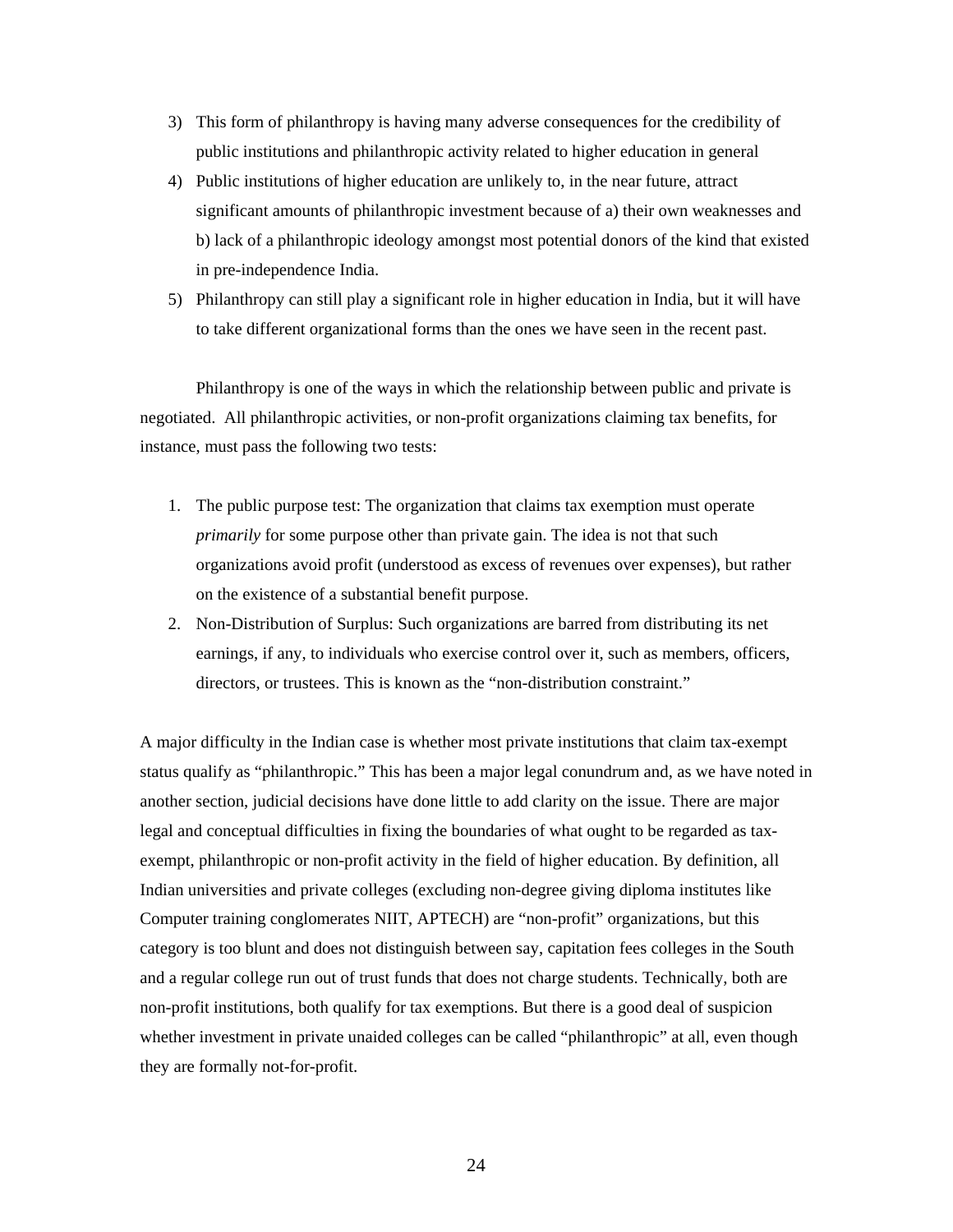3) This form of philanthropy is having many adverse consequences for the credibility of public institutions and philanthropic activity related to higher education in general
4) Public institutions of higher education are unlikely to, in the near future, attract significant amounts of philanthropic investment because of a) their own weaknesses and b) lack of a philanthropic ideology amongst most potential donors of the kind that existed in pre-independence India.
5) Philanthropy can still play a significant role in higher education in India, but it will have to take different organizational forms than the ones we have seen in the recent past.

Philanthropy is one of the ways in which the relationship between public and private is negotiated. All philanthropic activities, or non-profit organizations claiming tax benefits, for instance, must pass the following two tests:

1. The public purpose test: The organization that claims tax exemption must operate *primarily* for some purpose other than private gain. The idea is not that such organizations avoid profit (understood as excess of revenues over expenses), but rather on the existence of a substantial benefit purpose.
2. Non-Distribution of Surplus: Such organizations are barred from distributing its net earnings, if any, to individuals who exercise control over it, such as members, officers, directors, or trustees. This is known as the "non-distribution constraint."

A major difficulty in the Indian case is whether most private institutions that claim tax-exempt status qualify as "philanthropic." This has been a major legal conundrum and, as we have noted in another section, judicial decisions have done little to add clarity on the issue. There are major legal and conceptual difficulties in fixing the boundaries of what ought to be regarded as tax-exempt, philanthropic or non-profit activity in the field of higher education. By definition, all Indian universities and private colleges (excluding non-degree giving diploma institutes like Computer training conglomerates NIIT, APTECH) are "non-profit" organizations, but this category is too blunt and does not distinguish between say, capitation fees colleges in the South and a regular college run out of trust funds that does not charge students. Technically, both are non-profit institutions, both qualify for tax exemptions. But there is a good deal of suspicion whether investment in private unaided colleges can be called "philanthropic" at all, even though they are formally not-for-profit.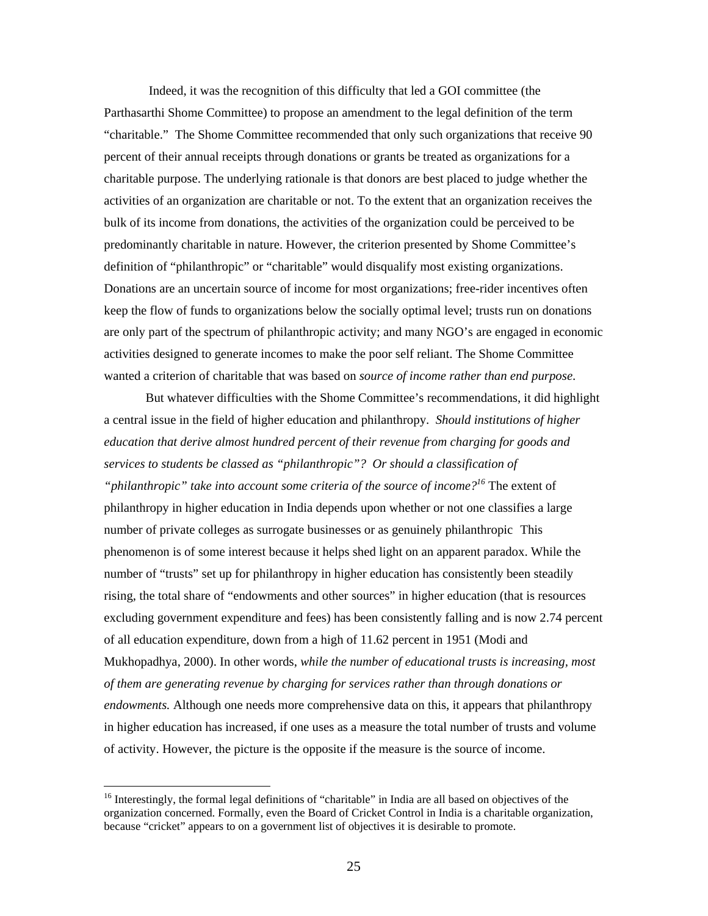Indeed, it was the recognition of this difficulty that led a GOI committee (the Parthasarthi Shome Committee) to propose an amendment to the legal definition of the term "charitable." The Shome Committee recommended that only such organizations that receive 90 percent of their annual receipts through donations or grants be treated as organizations for a charitable purpose. The underlying rationale is that donors are best placed to judge whether the activities of an organization are charitable or not. To the extent that an organization receives the bulk of its income from donations, the activities of the organization could be perceived to be predominantly charitable in nature. However, the criterion presented by Shome Committee's definition of "philanthropic" or "charitable" would disqualify most existing organizations. Donations are an uncertain source of income for most organizations; free-rider incentives often keep the flow of funds to organizations below the socially optimal level; trusts run on donations are only part of the spectrum of philanthropic activity; and many NGO's are engaged in economic activities designed to generate incomes to make the poor self reliant. The Shome Committee wanted a criterion of charitable that was based on *source of income rather than end purpose*.

But whatever difficulties with the Shome Committee's recommendations, it did highlight a central issue in the field of higher education and philanthropy. *Should institutions of higher education that derive almost hundred percent of their revenue from charging for goods and services to students be classed as "philanthropic"? Or should a classification of "philanthropic" take into account some criteria of the source of income?*[16] The extent of philanthropy in higher education in India depends upon whether or not one classifies a large number of private colleges as surrogate businesses or as genuinely philanthropic This phenomenon is of some interest because it helps shed light on an apparent paradox. While the number of "trusts" set up for philanthropy in higher education has consistently been steadily rising, the total share of "endowments and other sources" in higher education (that is resources excluding government expenditure and fees) has been consistently falling and is now 2.74 percent of all education expenditure, down from a high of 11.62 percent in 1951 (Modi and Mukhopadhya, 2000). In other words, *while the number of educational trusts is increasing, most of them are generating revenue by charging for services rather than through donations or endowments.* Although one needs more comprehensive data on this, it appears that philanthropy in higher education has increased, if one uses as a measure the total number of trusts and volume of activity. However, the picture is the opposite if the measure is the source of income.

---

[16] Interestingly, the formal legal definitions of "charitable" in India are all based on objectives of the organization concerned. Formally, even the Board of Cricket Control in India is a charitable organization, because "cricket" appears to on a government list of objectives it is desirable to promote.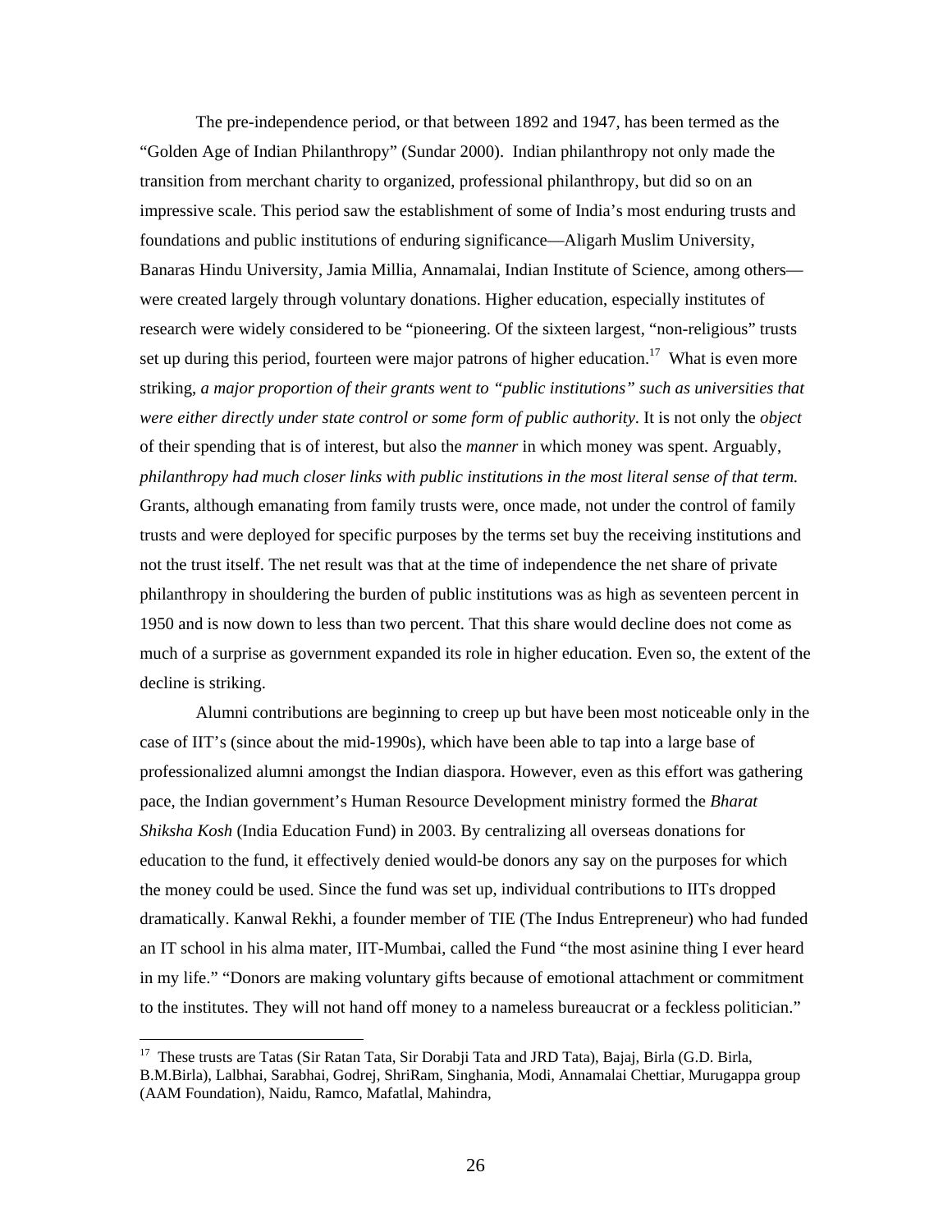The pre-independence period, or that between 1892 and 1947, has been termed as the "Golden Age of Indian Philanthropy" (Sundar 2000). Indian philanthropy not only made the transition from merchant charity to organized, professional philanthropy, but did so on an impressive scale. This period saw the establishment of some of India's most enduring trusts and foundations and public institutions of enduring significance—Aligarh Muslim University, Banaras Hindu University, Jamia Millia, Annamalai, Indian Institute of Science, among others—were created largely through voluntary donations. Higher education, especially institutes of research were widely considered to be "pioneering. Of the sixteen largest, "non-religious" trusts set up during this period, fourteen were major patrons of higher education.[17] What is even more striking, *a major proportion of their grants went to "public institutions" such as universities that were either directly under state control or some form of public authority.* It is not only the *object* of their spending that is of interest, but also the *manner* in which money was spent. Arguably, *philanthropy had much closer links with public institutions in the most literal sense of that term.* Grants, although emanating from family trusts were, once made, not under the control of family trusts and were deployed for specific purposes by the terms set buy the receiving institutions and not the trust itself. The net result was that at the time of independence the net share of private philanthropy in shouldering the burden of public institutions was as high as seventeen percent in 1950 and is now down to less than two percent. That this share would decline does not come as much of a surprise as government expanded its role in higher education. Even so, the extent of the decline is striking.

Alumni contributions are beginning to creep up but have been most noticeable only in the case of IIT's (since about the mid-1990s), which have been able to tap into a large base of professionalized alumni amongst the Indian diaspora. However, even as this effort was gathering pace, the Indian government's Human Resource Development ministry formed the *Bharat Shiksha Kosh* (India Education Fund) in 2003. By centralizing all overseas donations for education to the fund, it effectively denied would-be donors any say on the purposes for which the money could be used. Since the fund was set up, individual contributions to IITs dropped dramatically. Kanwal Rekhi, a founder member of TIE (The Indus Entrepreneur) who had funded an IT school in his alma mater, IIT-Mumbai, called the Fund "the most asinine thing I ever heard in my life." "Donors are making voluntary gifts because of emotional attachment or commitment to the institutes. They will not hand off money to a nameless bureaucrat or a feckless politician."

---

[17] These trusts are Tatas (Sir Ratan Tata, Sir Dorabji Tata and JRD Tata), Bajaj, Birla (G.D. Birla, B.M.Birla), Lalbhai, Sarabhai, Godrej, ShriRam, Singhania, Modi, Annamalai Chettiar, Murugappa group (AAM Foundation), Naidu, Ramco, Mafatlal, Mahindra,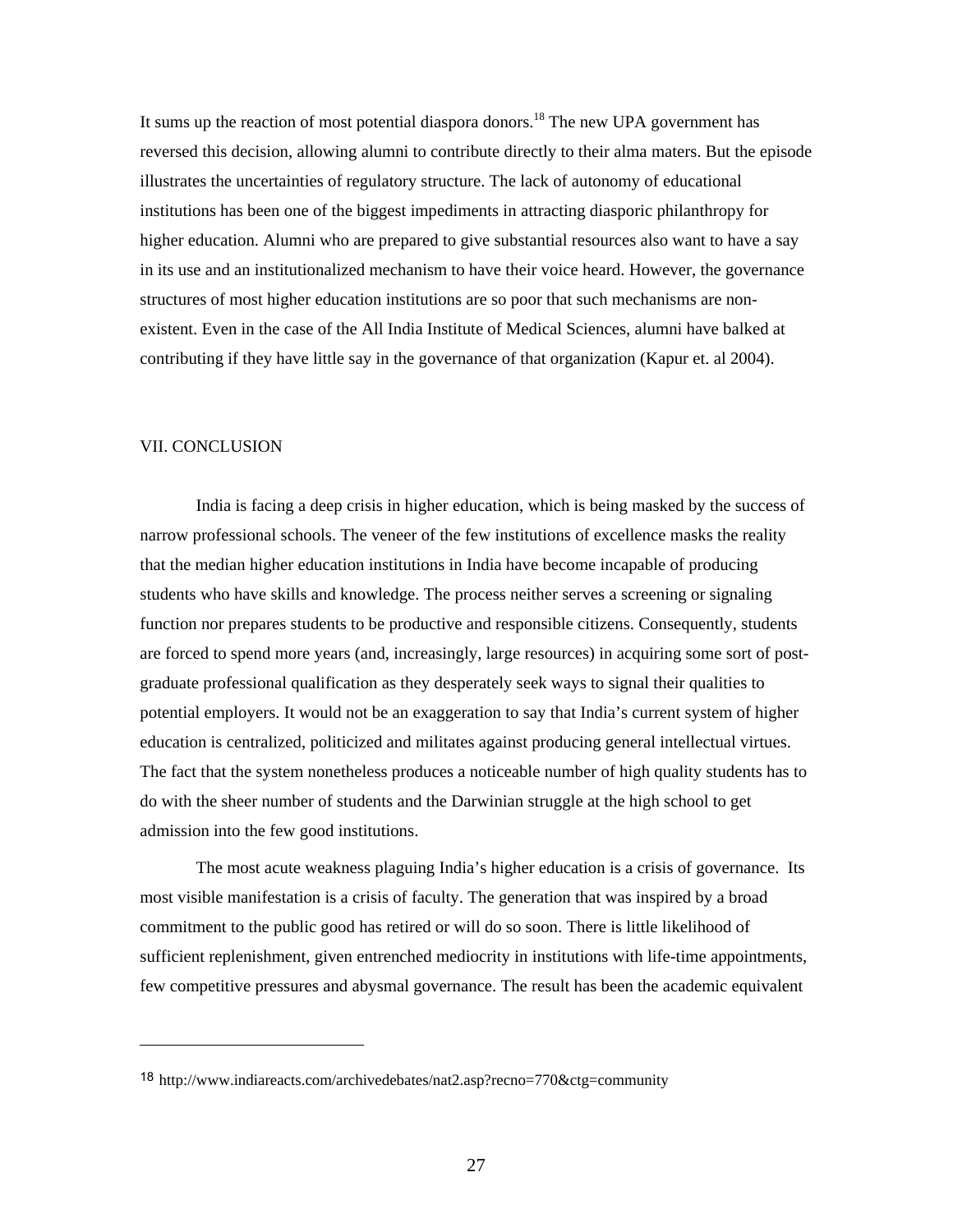It sums up the reaction of most potential diaspora donors.[18] The new UPA government has reversed this decision, allowing alumni to contribute directly to their alma maters. But the episode illustrates the uncertainties of regulatory structure. The lack of autonomy of educational institutions has been one of the biggest impediments in attracting diasporic philanthropy for higher education. Alumni who are prepared to give substantial resources also want to have a say in its use and an institutionalized mechanism to have their voice heard. However, the governance structures of most higher education institutions are so poor that such mechanisms are non-existent. Even in the case of the All India Institute of Medical Sciences, alumni have balked at contributing if they have little say in the governance of that organization (Kapur et. al 2004).

## VII. CONCLUSION

India is facing a deep crisis in higher education, which is being masked by the success of narrow professional schools. The veneer of the few institutions of excellence masks the reality that the median higher education institutions in India have become incapable of producing students who have skills and knowledge. The process neither serves a screening or signaling function nor prepares students to be productive and responsible citizens. Consequently, students are forced to spend more years (and, increasingly, large resources) in acquiring some sort of post-graduate professional qualification as they desperately seek ways to signal their qualities to potential employers. It would not be an exaggeration to say that India's current system of higher education is centralized, politicized and militates against producing general intellectual virtues. The fact that the system nonetheless produces a noticeable number of high quality students has to do with the sheer number of students and the Darwinian struggle at the high school to get admission into the few good institutions.

The most acute weakness plaguing India's higher education is a crisis of governance. Its most visible manifestation is a crisis of faculty. The generation that was inspired by a broad commitment to the public good has retired or will do so soon. There is little likelihood of sufficient replenishment, given entrenched mediocrity in institutions with life-time appointments, few competitive pressures and abysmal governance. The result has been the academic equivalent

---

[18] http://www.indiareacts.com/archivedebates/nat2.asp?recno=770&ctg=community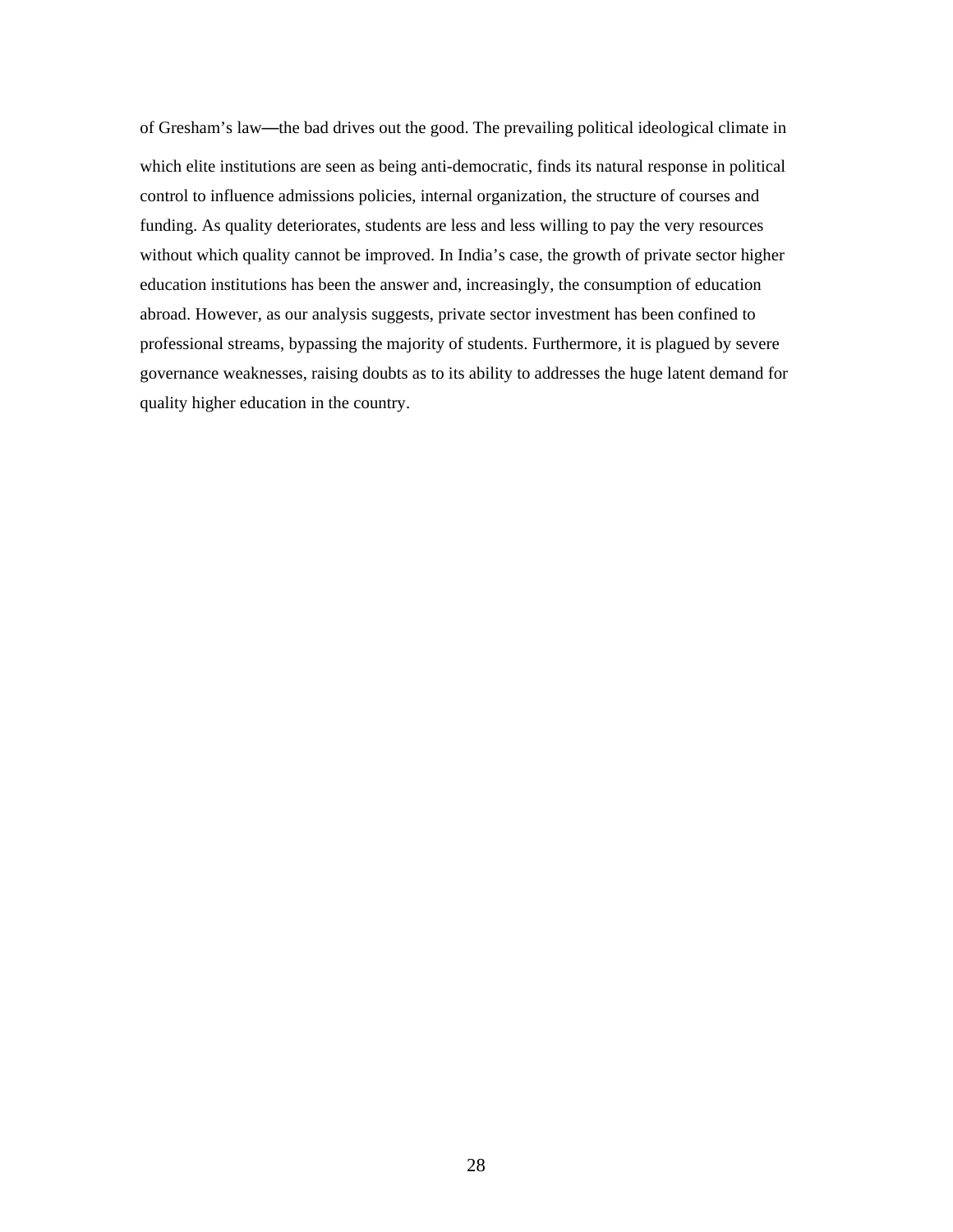of Gresham's law—the bad drives out the good. The prevailing political ideological climate in which elite institutions are seen as being anti-democratic, finds its natural response in political control to influence admissions policies, internal organization, the structure of courses and funding. As quality deteriorates, students are less and less willing to pay the very resources without which quality cannot be improved. In India's case, the growth of private sector higher education institutions has been the answer and, increasingly, the consumption of education abroad. However, as our analysis suggests, private sector investment has been confined to professional streams, bypassing the majority of students. Furthermore, it is plagued by severe governance weaknesses, raising doubts as to its ability to addresses the huge latent demand for quality higher education in the country.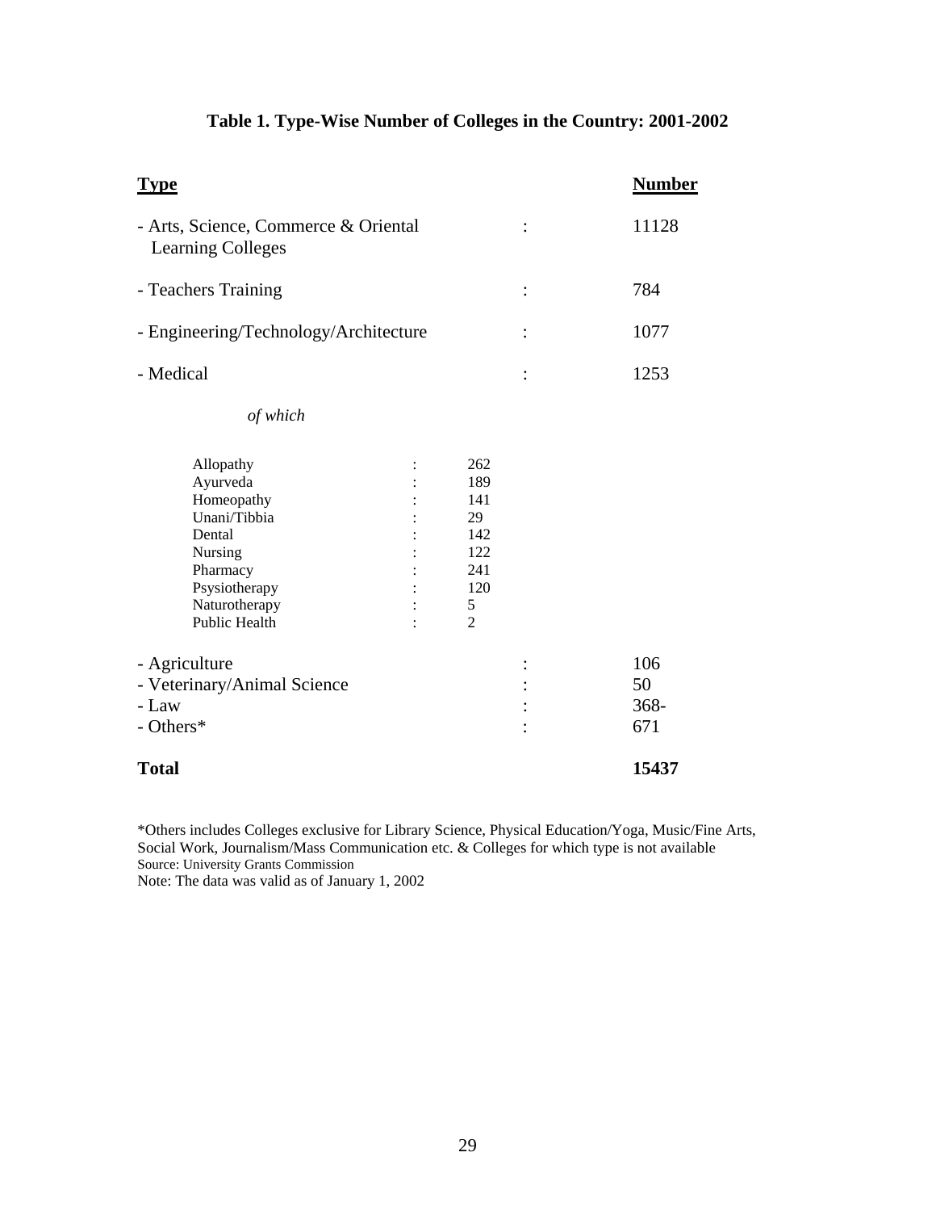**Table 1. Type-Wise Number of Colleges in the Country: 2001-2002**

| Type | | | Number |
|---|---|---|---|
| - Arts, Science, Commerce & Oriental Learning Colleges | | : | 11128 |
| - Teachers Training | | : | 784 |
| - Engineering/Technology/Architecture | | : | 1077 |
| - Medical | | : | 1253 |
| *of which* | | | |
| Allopathy | : 262 | | |
| Ayurveda | : 189 | | |
| Homeopathy | : 141 | | |
| Unani/Tibbia | : 29 | | |
| Dental | : 142 | | |
| Nursing | : 122 | | |
| Pharmacy | : 241 | | |
| Psysiotherapy | : 120 | | |
| Naturotherapy | : 5 | | |
| Public Health | : 2 | | |
| - Agriculture | | : | 106 |
| - Veterinary/Animal Science | | : | 50 |
| - Law | | : | 368- |
| - Others* | | : | 671 |
| **Total** | | | **15437** |

*Others includes Colleges exclusive for Library Science, Physical Education/Yoga, Music/Fine Arts, Social Work, Journalism/Mass Communication etc. & Colleges for which type is not available

Source: University Grants Commission

Note: The data was valid as of January 1, 2002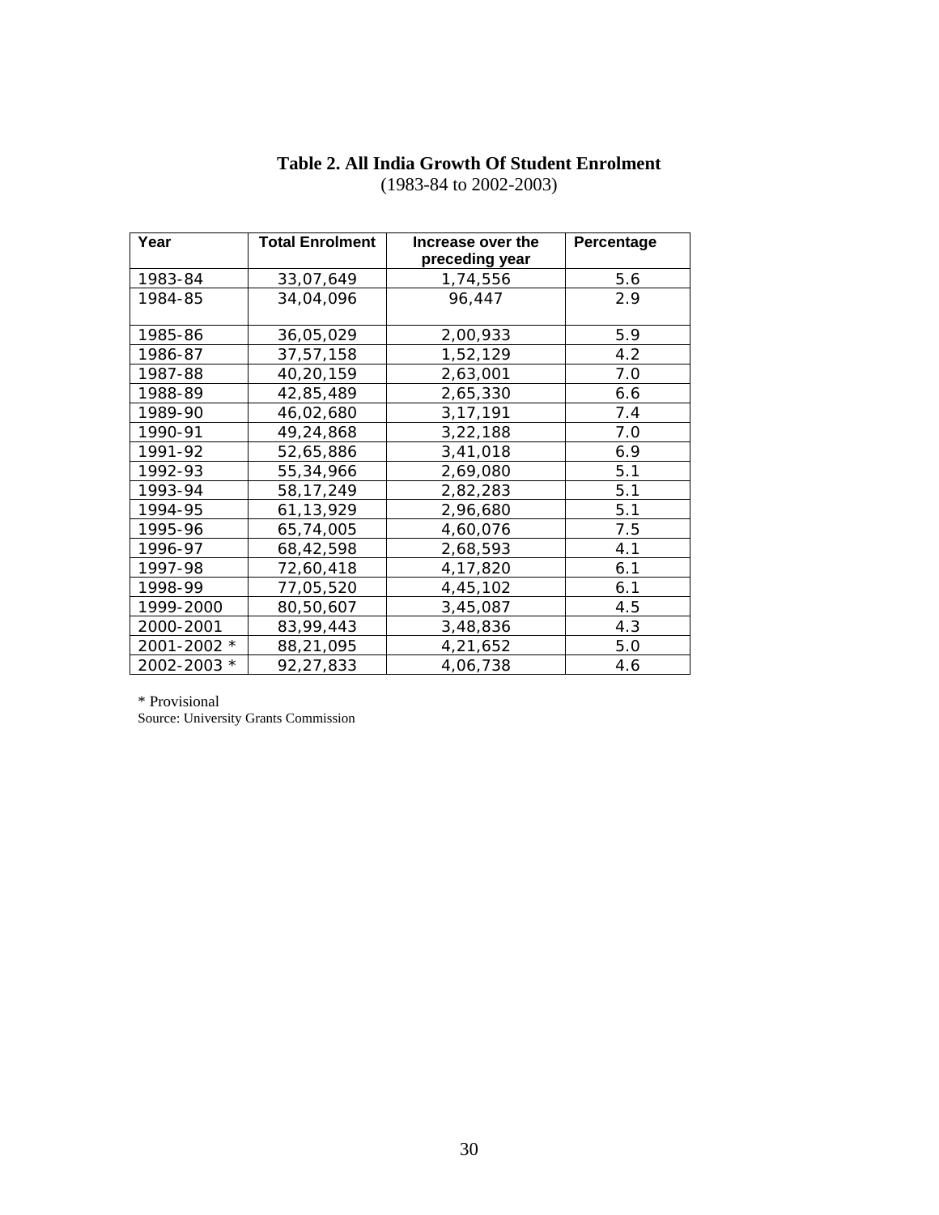**Table 2. All India Growth Of Student Enrolment**
(1983-84 to 2002-2003)

| Year | Total Enrolment | Increase over the preceding year | Percentage |
|---|---|---|---|
| 1983-84 | 33,07,649 | 1,74,556 | 5.6 |
| 1984-85 | 34,04,096 | 96,447 | 2.9 |
| 1985-86 | 36,05,029 | 2,00,933 | 5.9 |
| 1986-87 | 37,57,158 | 1,52,129 | 4.2 |
| 1987-88 | 40,20,159 | 2,63,001 | 7.0 |
| 1988-89 | 42,85,489 | 2,65,330 | 6.6 |
| 1989-90 | 46,02,680 | 3,17,191 | 7.4 |
| 1990-91 | 49,24,868 | 3,22,188 | 7.0 |
| 1991-92 | 52,65,886 | 3,41,018 | 6.9 |
| 1992-93 | 55,34,966 | 2,69,080 | 5.1 |
| 1993-94 | 58,17,249 | 2,82,283 | 5.1 |
| 1994-95 | 61,13,929 | 2,96,680 | 5.1 |
| 1995-96 | 65,74,005 | 4,60,076 | 7.5 |
| 1996-97 | 68,42,598 | 2,68,593 | 4.1 |
| 1997-98 | 72,60,418 | 4,17,820 | 6.1 |
| 1998-99 | 77,05,520 | 4,45,102 | 6.1 |
| 1999-2000 | 80,50,607 | 3,45,087 | 4.5 |
| 2000-2001 | 83,99,443 | 3,48,836 | 4.3 |
| 2001-2002 * | 88,21,095 | 4,21,652 | 5.0 |
| 2002-2003 * | 92,27,833 | 4,06,738 | 4.6 |

\* Provisional
Source: University Grants Commission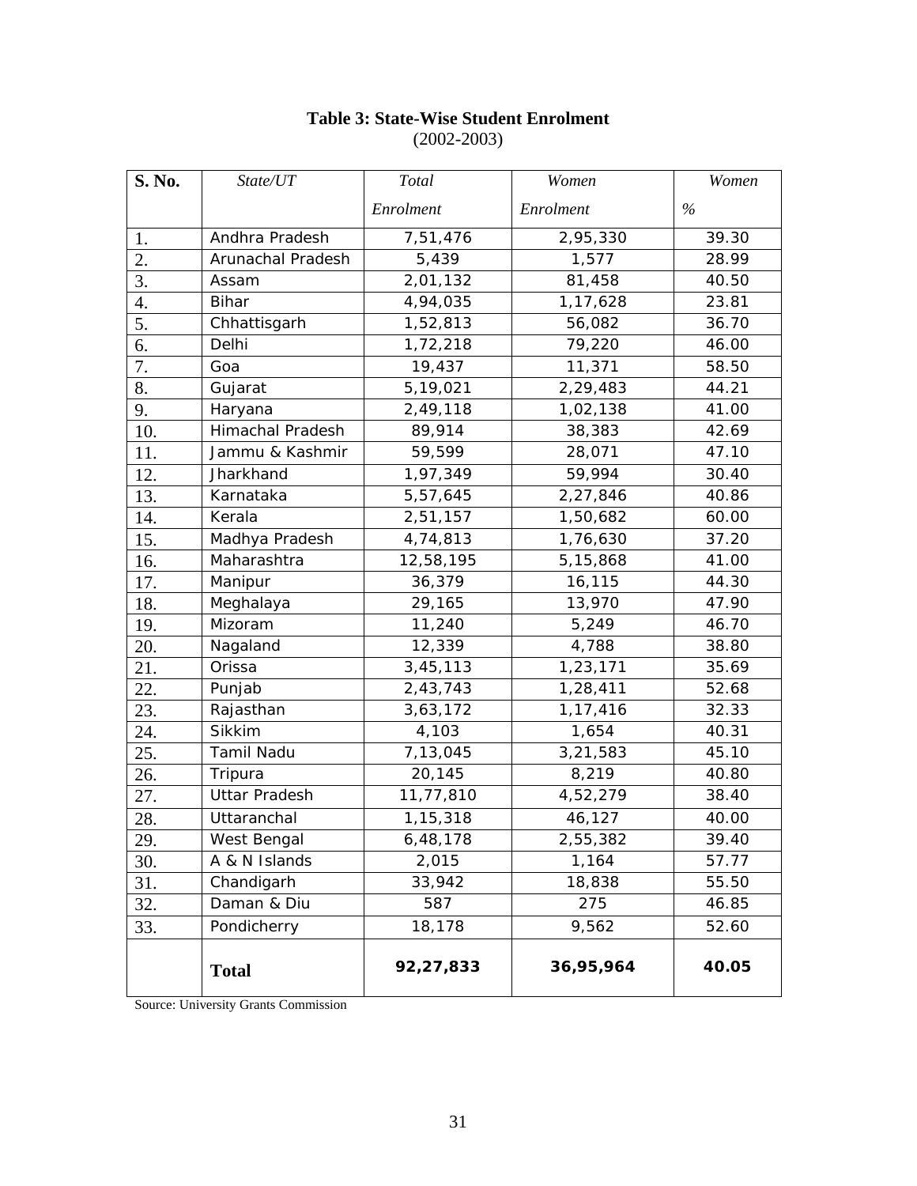**Table 3: State-Wise Student Enrolment**
(2002-2003)

| S. No. | *State/UT* | *Total Enrolment* | *Women Enrolment* | *Women %* |
|---|---|---|---|---|
| 1. | Andhra Pradesh | 7,51,476 | 2,95,330 | 39.30 |
| 2. | Arunachal Pradesh | 5,439 | 1,577 | 28.99 |
| 3. | Assam | 2,01,132 | 81,458 | 40.50 |
| 4. | Bihar | 4,94,035 | 1,17,628 | 23.81 |
| 5. | Chhattisgarh | 1,52,813 | 56,082 | 36.70 |
| 6. | Delhi | 1,72,218 | 79,220 | 46.00 |
| 7. | Goa | 19,437 | 11,371 | 58.50 |
| 8. | Gujarat | 5,19,021 | 2,29,483 | 44.21 |
| 9. | Haryana | 2,49,118 | 1,02,138 | 41.00 |
| 10. | Himachal Pradesh | 89,914 | 38,383 | 42.69 |
| 11. | Jammu & Kashmir | 59,599 | 28,071 | 47.10 |
| 12. | Jharkhand | 1,97,349 | 59,994 | 30.40 |
| 13. | Karnataka | 5,57,645 | 2,27,846 | 40.86 |
| 14. | Kerala | 2,51,157 | 1,50,682 | 60.00 |
| 15. | Madhya Pradesh | 4,74,813 | 1,76,630 | 37.20 |
| 16. | Maharashtra | 12,58,195 | 5,15,868 | 41.00 |
| 17. | Manipur | 36,379 | 16,115 | 44.30 |
| 18. | Meghalaya | 29,165 | 13,970 | 47.90 |
| 19. | Mizoram | 11,240 | 5,249 | 46.70 |
| 20. | Nagaland | 12,339 | 4,788 | 38.80 |
| 21. | Orissa | 3,45,113 | 1,23,171 | 35.69 |
| 22. | Punjab | 2,43,743 | 1,28,411 | 52.68 |
| 23. | Rajasthan | 3,63,172 | 1,17,416 | 32.33 |
| 24. | Sikkim | 4,103 | 1,654 | 40.31 |
| 25. | Tamil Nadu | 7,13,045 | 3,21,583 | 45.10 |
| 26. | Tripura | 20,145 | 8,219 | 40.80 |
| 27. | Uttar Pradesh | 11,77,810 | 4,52,279 | 38.40 |
| 28. | Uttaranchal | 1,15,318 | 46,127 | 40.00 |
| 29. | West Bengal | 6,48,178 | 2,55,382 | 39.40 |
| 30. | A & N Islands | 2,015 | 1,164 | 57.77 |
| 31. | Chandigarh | 33,942 | 18,838 | 55.50 |
| 32. | Daman & Diu | 587 | 275 | 46.85 |
| 33. | Pondicherry | 18,178 | 9,562 | 52.60 |
| | **Total** | **92,27,833** | **36,95,964** | **40.05** |

Source: University Grants Commission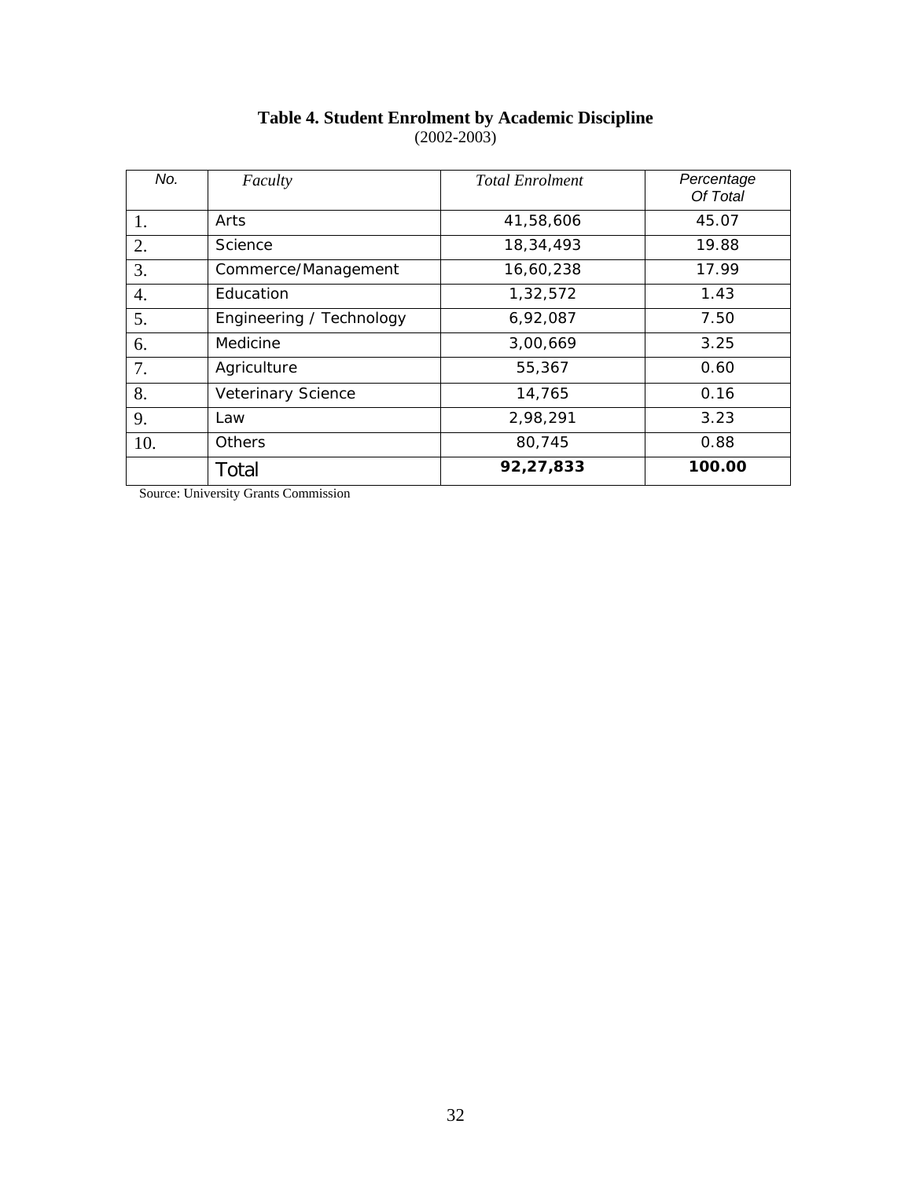**Table 4. Student Enrolment by Academic Discipline**
(2002-2003)

| No. | Faculty | Total Enrolment | Percentage Of Total |
|---|---|---|---|
| 1. | Arts | 41,58,606 | 45.07 |
| 2. | Science | 18,34,493 | 19.88 |
| 3. | Commerce/Management | 16,60,238 | 17.99 |
| 4. | Education | 1,32,572 | 1.43 |
| 5. | Engineering / Technology | 6,92,087 | 7.50 |
| 6. | Medicine | 3,00,669 | 3.25 |
| 7. | Agriculture | 55,367 | 0.60 |
| 8. | Veterinary Science | 14,765 | 0.16 |
| 9. | Law | 2,98,291 | 3.23 |
| 10. | Others | 80,745 | 0.88 |
| | Total | **92,27,833** | **100.00** |

Source: University Grants Commission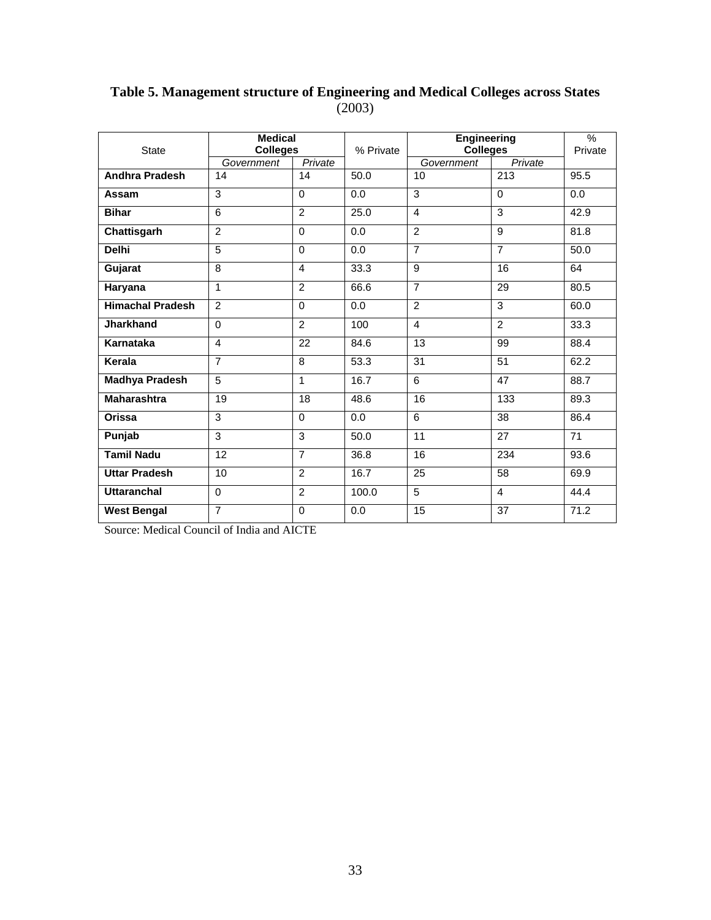**Table 5. Management structure of Engineering and Medical Colleges across States** (2003)

| State | Medical Colleges | | % Private | Engineering Colleges | | % Private |
|---|---|---|---|---|---|---|
| | *Government* | *Private* | | *Government* | *Private* | |
| **Andhra Pradesh** | 14 | 14 | 50.0 | 10 | 213 | 95.5 |
| **Assam** | 3 | 0 | 0.0 | 3 | 0 | 0.0 |
| **Bihar** | 6 | 2 | 25.0 | 4 | 3 | 42.9 |
| **Chattisgarh** | 2 | 0 | 0.0 | 2 | 9 | 81.8 |
| **Delhi** | 5 | 0 | 0.0 | 7 | 7 | 50.0 |
| **Gujarat** | 8 | 4 | 33.3 | 9 | 16 | 64 |
| **Haryana** | 1 | 2 | 66.6 | 7 | 29 | 80.5 |
| **Himachal Pradesh** | 2 | 0 | 0.0 | 2 | 3 | 60.0 |
| **Jharkhand** | 0 | 2 | 100 | 4 | 2 | 33.3 |
| **Karnataka** | 4 | 22 | 84.6 | 13 | 99 | 88.4 |
| **Kerala** | 7 | 8 | 53.3 | 31 | 51 | 62.2 |
| **Madhya Pradesh** | 5 | 1 | 16.7 | 6 | 47 | 88.7 |
| **Maharashtra** | 19 | 18 | 48.6 | 16 | 133 | 89.3 |
| **Orissa** | 3 | 0 | 0.0 | 6 | 38 | 86.4 |
| **Punjab** | 3 | 3 | 50.0 | 11 | 27 | 71 |
| **Tamil Nadu** | 12 | 7 | 36.8 | 16 | 234 | 93.6 |
| **Uttar Pradesh** | 10 | 2 | 16.7 | 25 | 58 | 69.9 |
| **Uttaranchal** | 0 | 2 | 100.0 | 5 | 4 | 44.4 |
| **West Bengal** | 7 | 0 | 0.0 | 15 | 37 | 71.2 |

Source: Medical Council of India and AICTE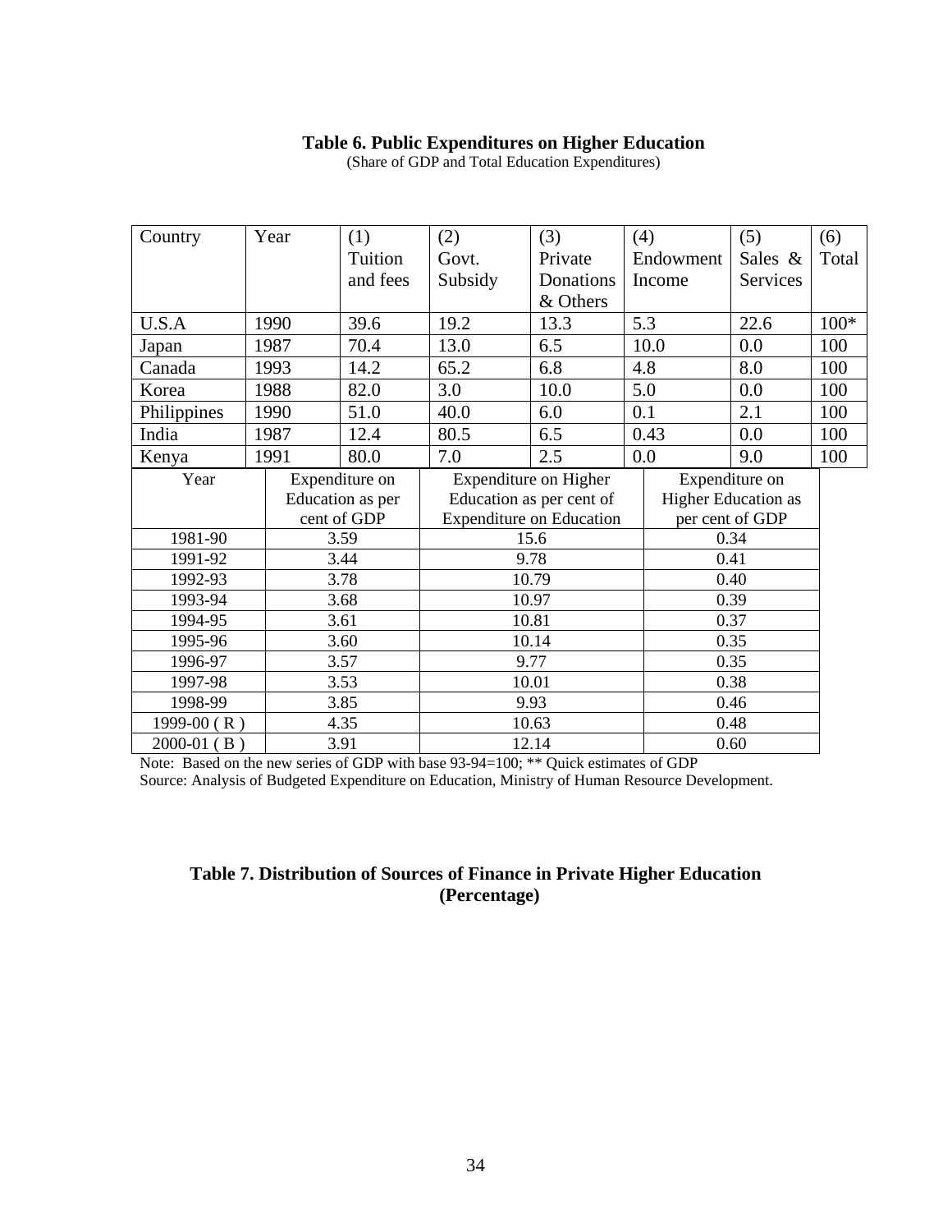**Table 6. Public Expenditures on Higher Education**

(Share of GDP and Total Education Expenditures)

| Country | Year | (1) Tuition and fees | (2) Govt. Subsidy | (3) Private Donations & Others | (4) Endowment Income | (5) Sales & Services | (6) Total |
|---|---|---|---|---|---|---|---|
| U.S.A | 1990 | 39.6 | 19.2 | 13.3 | 5.3 | 22.6 | 100* |
| Japan | 1987 | 70.4 | 13.0 | 6.5 | 10.0 | 0.0 | 100 |
| Canada | 1993 | 14.2 | 65.2 | 6.8 | 4.8 | 8.0 | 100 |
| Korea | 1988 | 82.0 | 3.0 | 10.0 | 5.0 | 0.0 | 100 |
| Philippines | 1990 | 51.0 | 40.0 | 6.0 | 0.1 | 2.1 | 100 |
| India | 1987 | 12.4 | 80.5 | 6.5 | 0.43 | 0.0 | 100 |
| Kenya | 1991 | 80.0 | 7.0 | 2.5 | 0.0 | 9.0 | 100 |

| Year | Expenditure on Education as per cent of GDP | Expenditure on Higher Education as per cent of Expenditure on Education | Expenditure on Higher Education as per cent of GDP |
|---|---|---|---|
| 1981-90 | 3.59 | 15.6 | 0.34 |
| 1991-92 | 3.44 | 9.78 | 0.41 |
| 1992-93 | 3.78 | 10.79 | 0.40 |
| 1993-94 | 3.68 | 10.97 | 0.39 |
| 1994-95 | 3.61 | 10.81 | 0.37 |
| 1995-96 | 3.60 | 10.14 | 0.35 |
| 1996-97 | 3.57 | 9.77 | 0.35 |
| 1997-98 | 3.53 | 10.01 | 0.38 |
| 1998-99 | 3.85 | 9.93 | 0.46 |
| 1999-00 ( R ) | 4.35 | 10.63 | 0.48 |
| 2000-01 ( B ) | 3.91 | 12.14 | 0.60 |

Note: Based on the new series of GDP with base 93-94=100; ** Quick estimates of GDP

Source: Analysis of Budgeted Expenditure on Education, Ministry of Human Resource Development.

**Table 7. Distribution of Sources of Finance in Private Higher Education (Percentage)**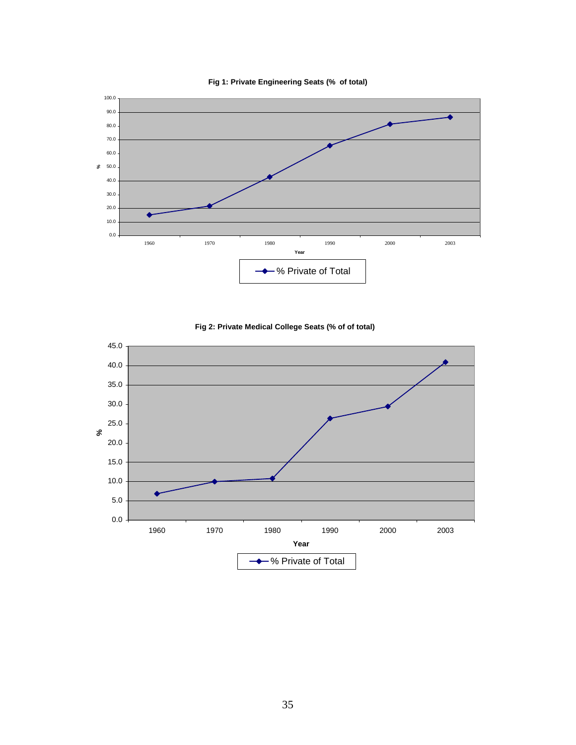**Fig 1: Private Engineering Seats (% of total)**

**Fig 2: Private Medical College Seats (% of of total)**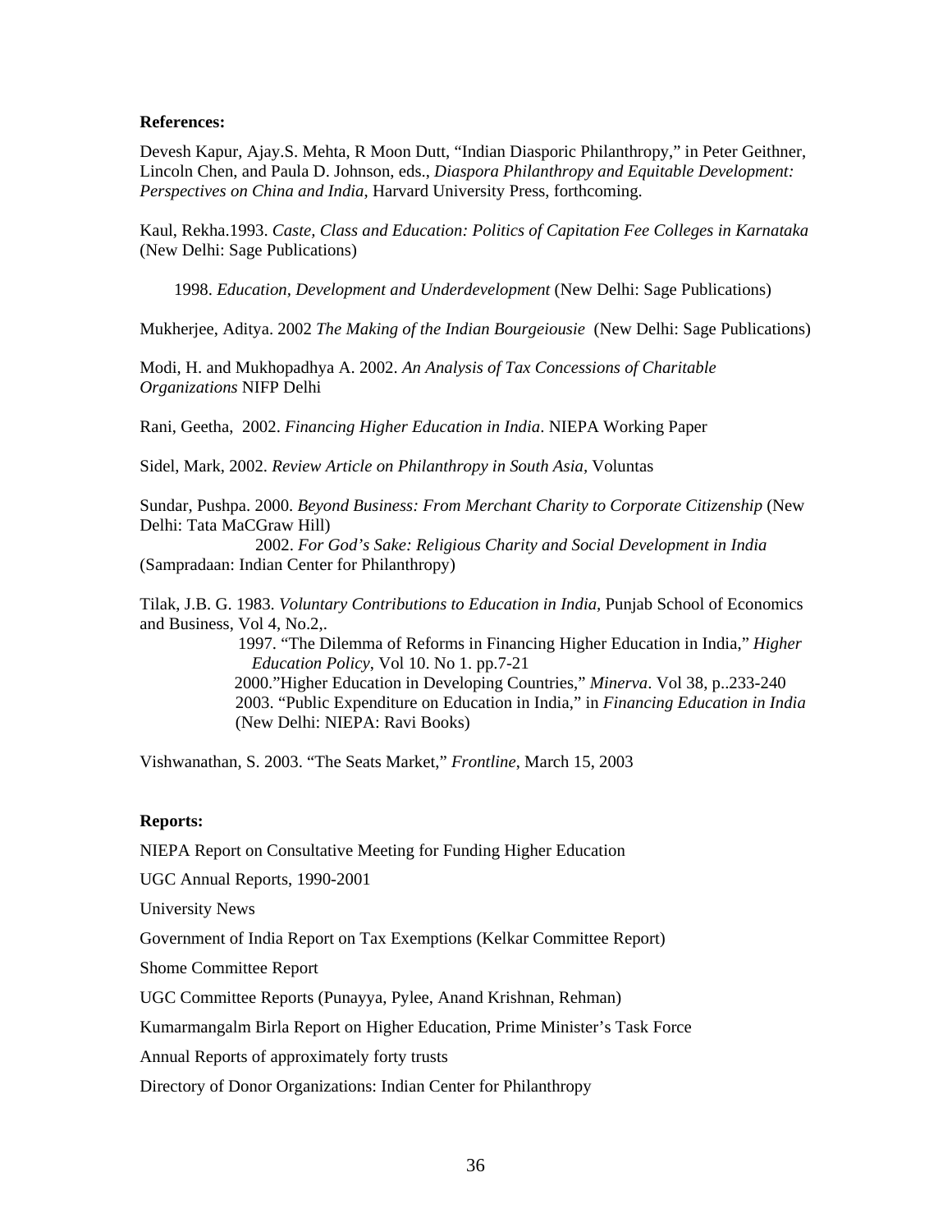**References:**

Devesh Kapur, Ajay.S. Mehta, R Moon Dutt, "Indian Diasporic Philanthropy," in Peter Geithner, Lincoln Chen, and Paula D. Johnson, eds., *Diaspora Philanthropy and Equitable Development: Perspectives on China and India*, Harvard University Press, forthcoming.

Kaul, Rekha.1993. *Caste, Class and Education: Politics of Capitation Fee Colleges in Karnataka* (New Delhi: Sage Publications)

1998. *Education, Development and Underdevelopment* (New Delhi: Sage Publications)

Mukherjee, Aditya. 2002 *The Making of the Indian Bourgeiousie* (New Delhi: Sage Publications)

Modi, H. and Mukhopadhya A. 2002. *An Analysis of Tax Concessions of Charitable Organizations* NIFP Delhi

Rani, Geetha, 2002. *Financing Higher Education in India*. NIEPA Working Paper

Sidel, Mark, 2002. *Review Article on Philanthropy in South Asia*, Voluntas

Sundar, Pushpa. 2000. *Beyond Business: From Merchant Charity to Corporate Citizenship* (New Delhi: Tata MaCGraw Hill)

2002. *For God's Sake: Religious Charity and Social Development in India* (Sampradaan: Indian Center for Philanthropy)

Tilak, J.B. G. 1983. *Voluntary Contributions to Education in India*, Punjab School of Economics and Business, Vol 4, No.2,.

1997. "The Dilemma of Reforms in Financing Higher Education in India," *Higher Education Policy*, Vol 10. No 1. pp.7-21

2000."Higher Education in Developing Countries," *Minerva*. Vol 38, p..233-240

2003. "Public Expenditure on Education in India," in *Financing Education in India* (New Delhi: NIEPA: Ravi Books)

Vishwanathan, S. 2003. "The Seats Market," *Frontline*, March 15, 2003

**Reports:**

NIEPA Report on Consultative Meeting for Funding Higher Education

UGC Annual Reports, 1990-2001

University News

Government of India Report on Tax Exemptions (Kelkar Committee Report)

Shome Committee Report

UGC Committee Reports (Punayya, Pylee, Anand Krishnan, Rehman)

Kumarmangalm Birla Report on Higher Education, Prime Minister's Task Force

Annual Reports of approximately forty trusts

Directory of Donor Organizations: Indian Center for Philanthropy